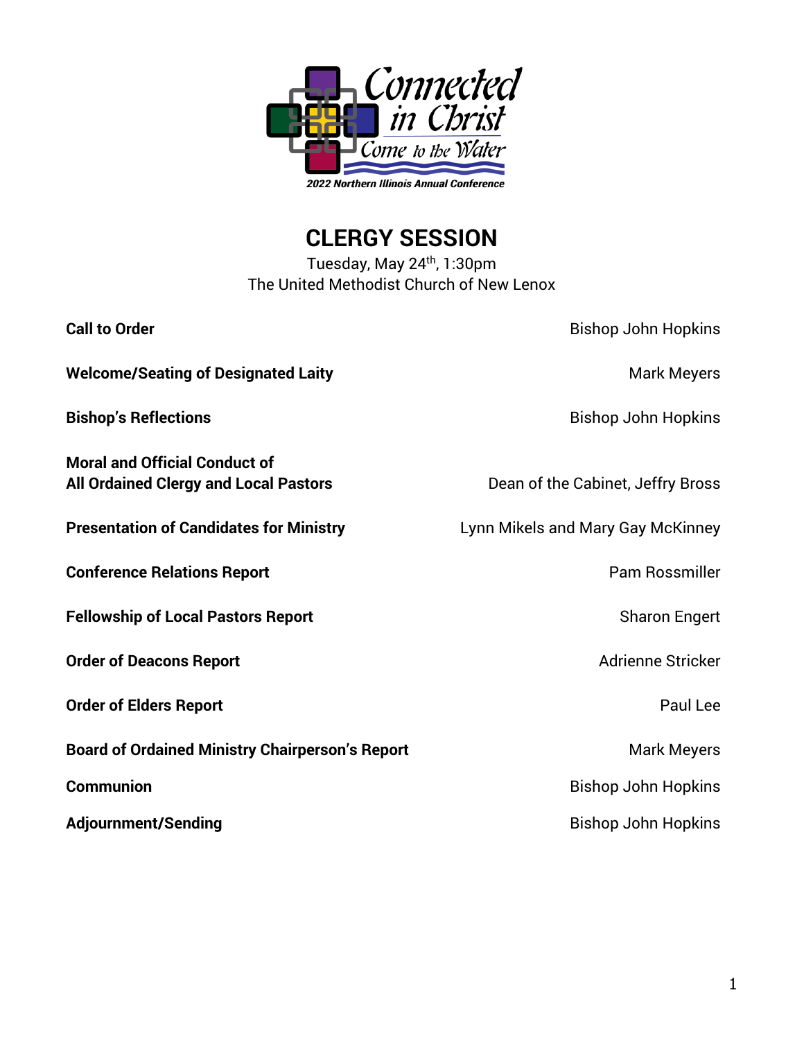Connected in Christ
Come to the Water
2022 Northern Illinois Annual Conference

# CLERGY SESSION

Tuesday, May 24th, 1:30pm
The United Methodist Church of New Lenox

| | |
|---|---|
| **Call to Order** | Bishop John Hopkins |
| **Welcome/Seating of Designated Laity** | Mark Meyers |
| **Bishop's Reflections** | Bishop John Hopkins |
| **Moral and Official Conduct of All Ordained Clergy and Local Pastors** | Dean of the Cabinet, Jeffry Bross |
| **Presentation of Candidates for Ministry** | Lynn Mikels and Mary Gay McKinney |
| **Conference Relations Report** | Pam Rossmiller |
| **Fellowship of Local Pastors Report** | Sharon Engert |
| **Order of Deacons Report** | Adrienne Stricker |
| **Order of Elders Report** | Paul Lee |
| **Board of Ordained Ministry Chairperson's Report** | Mark Meyers |
| **Communion** | Bishop John Hopkins |
| **Adjournment/Sending** | Bishop John Hopkins |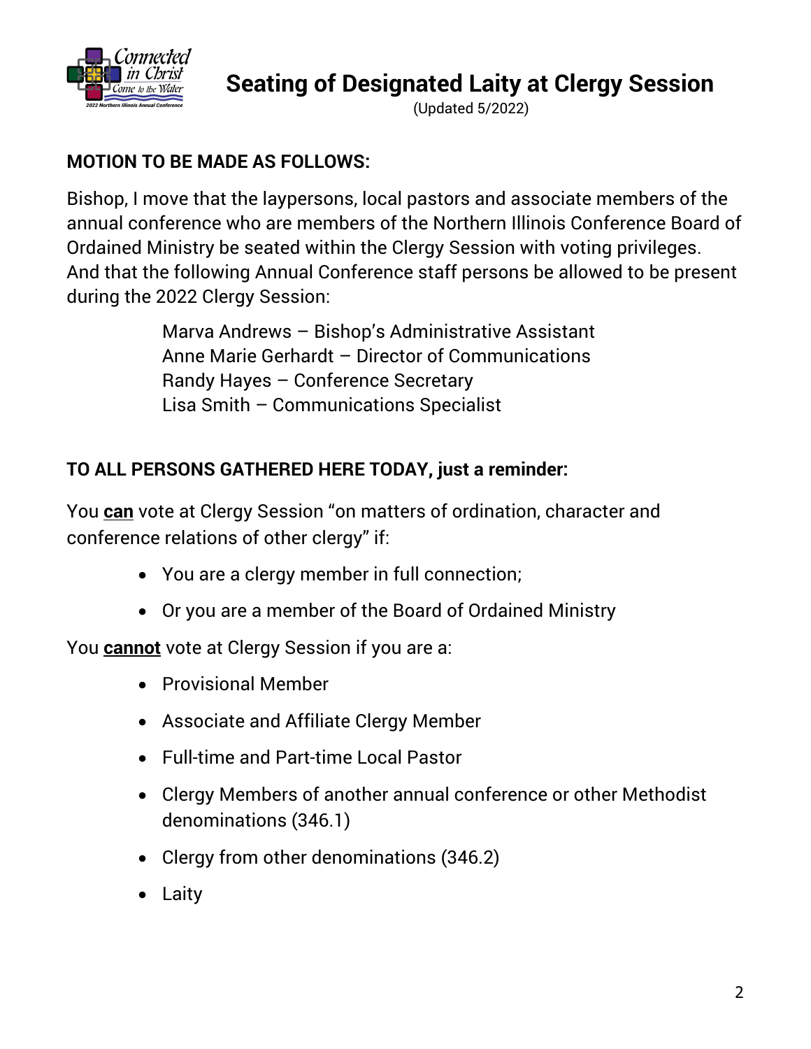# Seating of Designated Laity at Clergy Session

(Updated 5/2022)

**MOTION TO BE MADE AS FOLLOWS:**

Bishop, I move that the laypersons, local pastors and associate members of the annual conference who are members of the Northern Illinois Conference Board of Ordained Ministry be seated within the Clergy Session with voting privileges. And that the following Annual Conference staff persons be allowed to be present during the 2022 Clergy Session:

Marva Andrews – Bishop's Administrative Assistant
Anne Marie Gerhardt – Director of Communications
Randy Hayes – Conference Secretary
Lisa Smith – Communications Specialist

**TO ALL PERSONS GATHERED HERE TODAY, just a reminder:**

You **can** vote at Clergy Session "on matters of ordination, character and conference relations of other clergy" if:

- You are a clergy member in full connection;
- Or you are a member of the Board of Ordained Ministry

You **cannot** vote at Clergy Session if you are a:

- Provisional Member
- Associate and Affiliate Clergy Member
- Full-time and Part-time Local Pastor
- Clergy Members of another annual conference or other Methodist denominations (346.1)
- Clergy from other denominations (346.2)
- Laity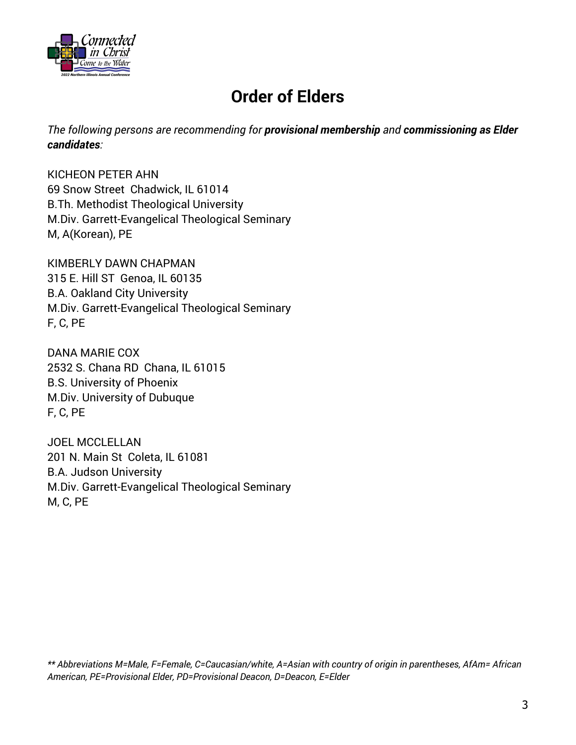# Order of Elders

*The following persons are recommending for **provisional membership** and **commissioning as Elder candidates**:*

KICHEON PETER AHN
69 Snow Street Chadwick, IL 61014
B.Th. Methodist Theological University
M.Div. Garrett-Evangelical Theological Seminary
M, A(Korean), PE

KIMBERLY DAWN CHAPMAN
315 E. Hill ST Genoa, IL 60135
B.A. Oakland City University
M.Div. Garrett-Evangelical Theological Seminary
F, C, PE

DANA MARIE COX
2532 S. Chana RD Chana, IL 61015
B.S. University of Phoenix
M.Div. University of Dubuque
F, C, PE

JOEL MCCLELLAN
201 N. Main St Coleta, IL 61081
B.A. Judson University
M.Div. Garrett-Evangelical Theological Seminary
M, C, PE

*** Abbreviations M=Male, F=Female, C=Caucasian/white, A=Asian with country of origin in parentheses, AfAm= African American, PE=Provisional Elder, PD=Provisional Deacon, D=Deacon, E=Elder*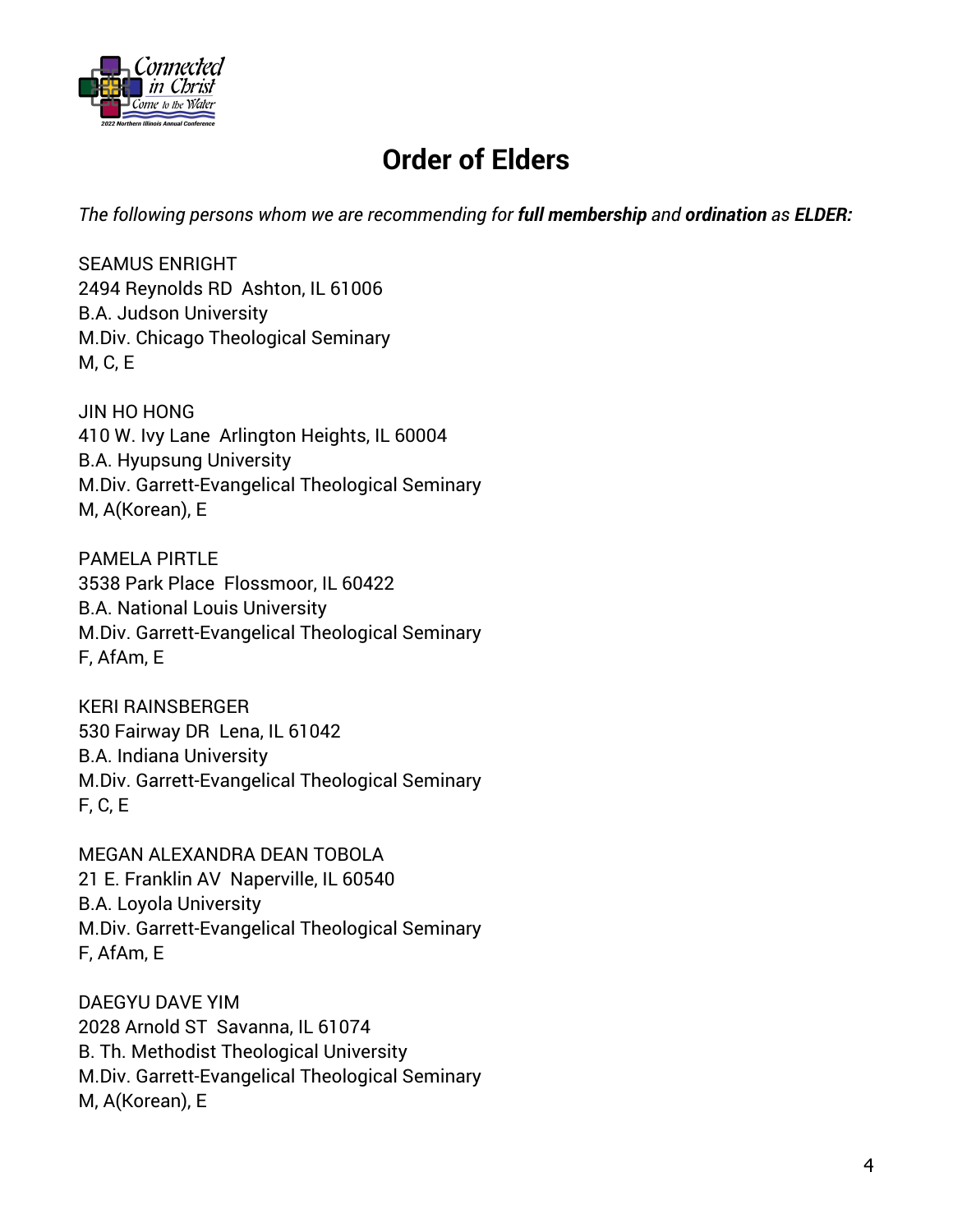# Order of Elders

*The following persons whom we are recommending for **full membership** and **ordination** as **ELDER:***

SEAMUS ENRIGHT
2494 Reynolds RD  Ashton, IL 61006
B.A. Judson University
M.Div. Chicago Theological Seminary
M, C, E

JIN HO HONG
410 W. Ivy Lane  Arlington Heights, IL 60004
B.A. Hyupsung University
M.Div. Garrett-Evangelical Theological Seminary
M, A(Korean), E

PAMELA PIRTLE
3538 Park Place  Flossmoor, IL 60422
B.A. National Louis University
M.Div. Garrett-Evangelical Theological Seminary
F, AfAm, E

KERI RAINSBERGER
530 Fairway DR  Lena, IL 61042
B.A. Indiana University
M.Div. Garrett-Evangelical Theological Seminary
F, C, E

MEGAN ALEXANDRA DEAN TOBOLA
21 E. Franklin AV  Naperville, IL 60540
B.A. Loyola University
M.Div. Garrett-Evangelical Theological Seminary
F, AfAm, E

DAEGYU DAVE YIM
2028 Arnold ST  Savanna, IL 61074
B. Th. Methodist Theological University
M.Div. Garrett-Evangelical Theological Seminary
M, A(Korean), E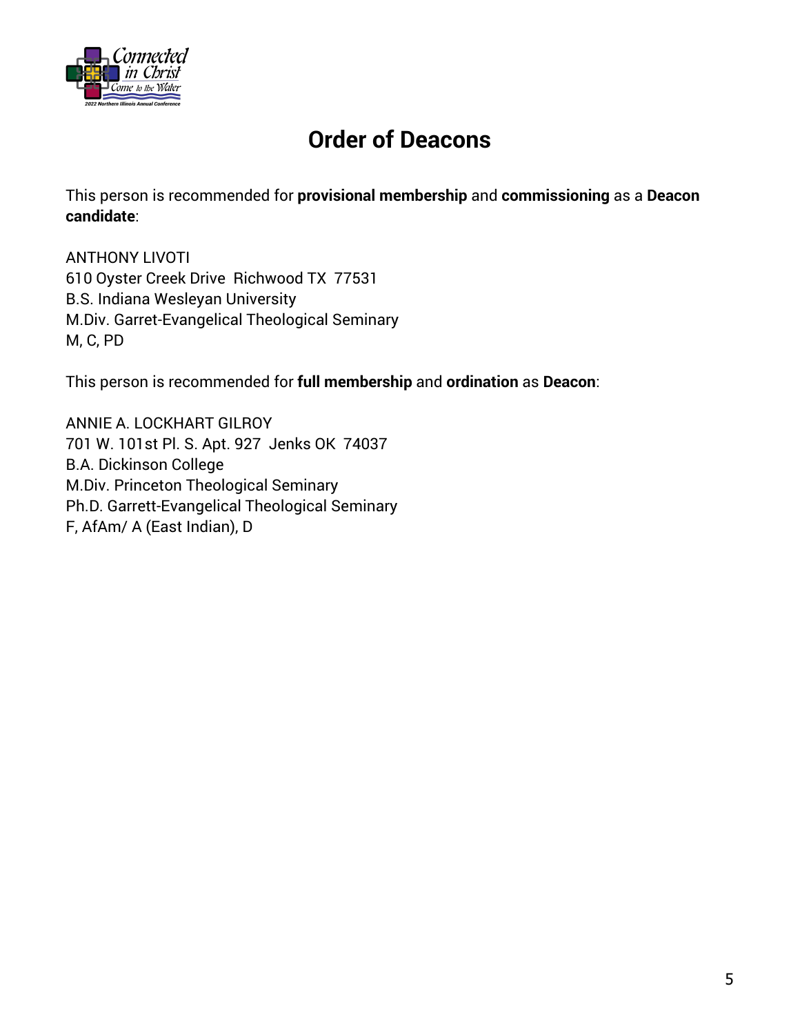# Order of Deacons

This person is recommended for **provisional membership** and **commissioning** as a **Deacon candidate**:

ANTHONY LIVOTI
610 Oyster Creek Drive  Richwood TX  77531
B.S. Indiana Wesleyan University
M.Div. Garret-Evangelical Theological Seminary
M, C, PD

This person is recommended for **full membership** and **ordination** as **Deacon**:

ANNIE A. LOCKHART GILROY
701 W. 101st Pl. S. Apt. 927  Jenks OK  74037
B.A. Dickinson College
M.Div. Princeton Theological Seminary
Ph.D. Garrett-Evangelical Theological Seminary
F, AfAm/ A (East Indian), D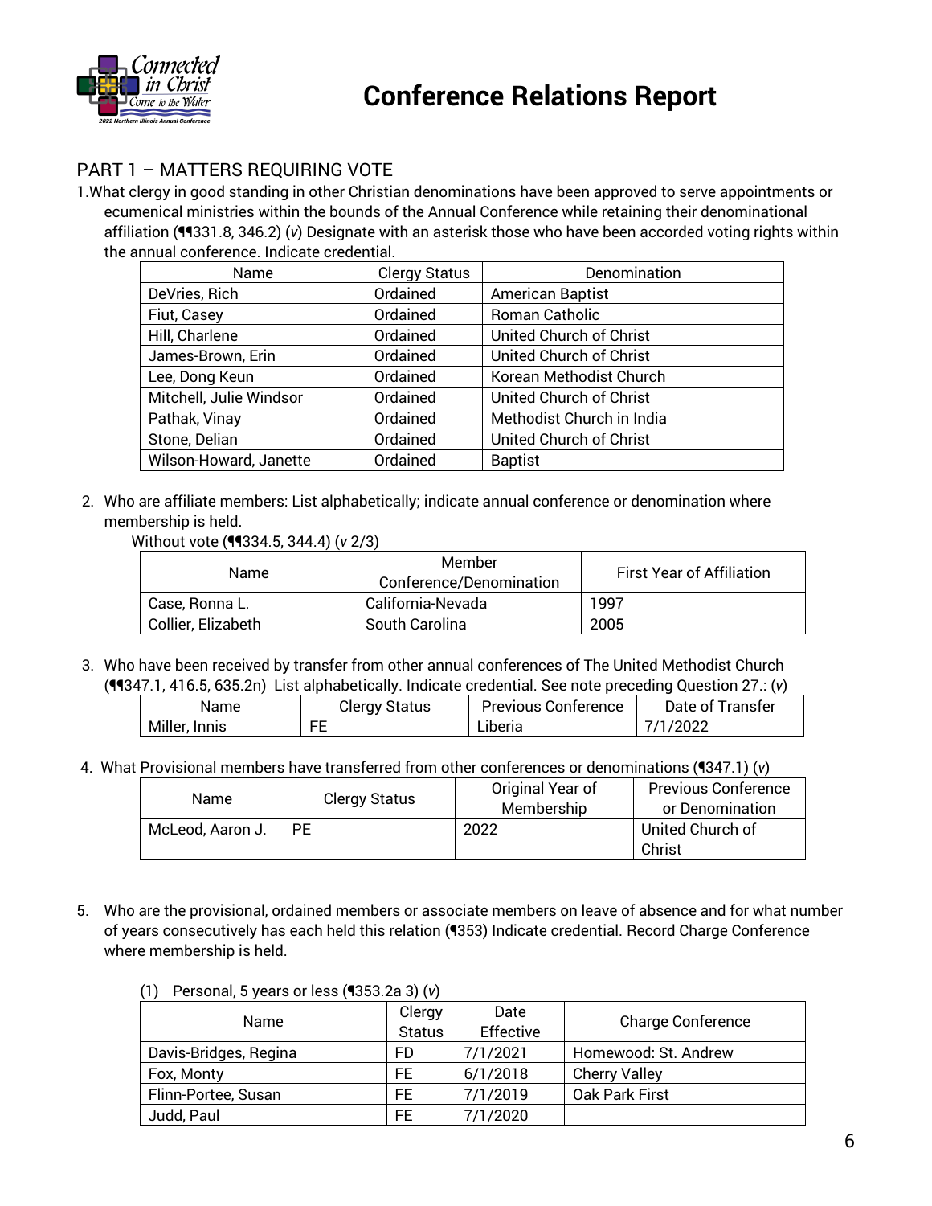# Conference Relations Report

## PART 1 – MATTERS REQUIRING VOTE

1. What clergy in good standing in other Christian denominations have been approved to serve appointments or ecumenical ministries within the bounds of the Annual Conference while retaining their denominational affiliation (¶¶331.8, 346.2) (*v*) Designate with an asterisk those who have been accorded voting rights within the annual conference. Indicate credential.

| Name | Clergy Status | Denomination |
|---|---|---|
| DeVries, Rich | Ordained | American Baptist |
| Fiut, Casey | Ordained | Roman Catholic |
| Hill, Charlene | Ordained | United Church of Christ |
| James-Brown, Erin | Ordained | United Church of Christ |
| Lee, Dong Keun | Ordained | Korean Methodist Church |
| Mitchell, Julie Windsor | Ordained | United Church of Christ |
| Pathak, Vinay | Ordained | Methodist Church in India |
| Stone, Delian | Ordained | United Church of Christ |
| Wilson-Howard, Janette | Ordained | Baptist |

2. Who are affiliate members: List alphabetically; indicate annual conference or denomination where membership is held.

Without vote (¶¶334.5, 344.4) (*v* 2/3)

| Name | Member Conference/Denomination | First Year of Affiliation |
|---|---|---|
| Case, Ronna L. | California-Nevada | 1997 |
| Collier, Elizabeth | South Carolina | 2005 |

3. Who have been received by transfer from other annual conferences of The United Methodist Church (¶¶347.1, 416.5, 635.2n) List alphabetically. Indicate credential. See note preceding Question 27.: (*v*)

| Name | Clergy Status | Previous Conference | Date of Transfer |
|---|---|---|---|
| Miller, Innis | FE | Liberia | 7/1/2022 |

4. What Provisional members have transferred from other conferences or denominations (¶347.1) (*v*)

| Name | Clergy Status | Original Year of Membership | Previous Conference or Denomination |
|---|---|---|---|
| McLeod, Aaron J. | PE | 2022 | United Church of Christ |

5. Who are the provisional, ordained members or associate members on leave of absence and for what number of years consecutively has each held this relation (¶353) Indicate credential. Record Charge Conference where membership is held.

(1) Personal, 5 years or less (¶353.2a 3) (*v*)

| Name | Clergy Status | Date Effective | Charge Conference |
|---|---|---|---|
| Davis-Bridges, Regina | FD | 7/1/2021 | Homewood: St. Andrew |
| Fox, Monty | FE | 6/1/2018 | Cherry Valley |
| Flinn-Portee, Susan | FE | 7/1/2019 | Oak Park First |
| Judd, Paul | FE | 7/1/2020 | |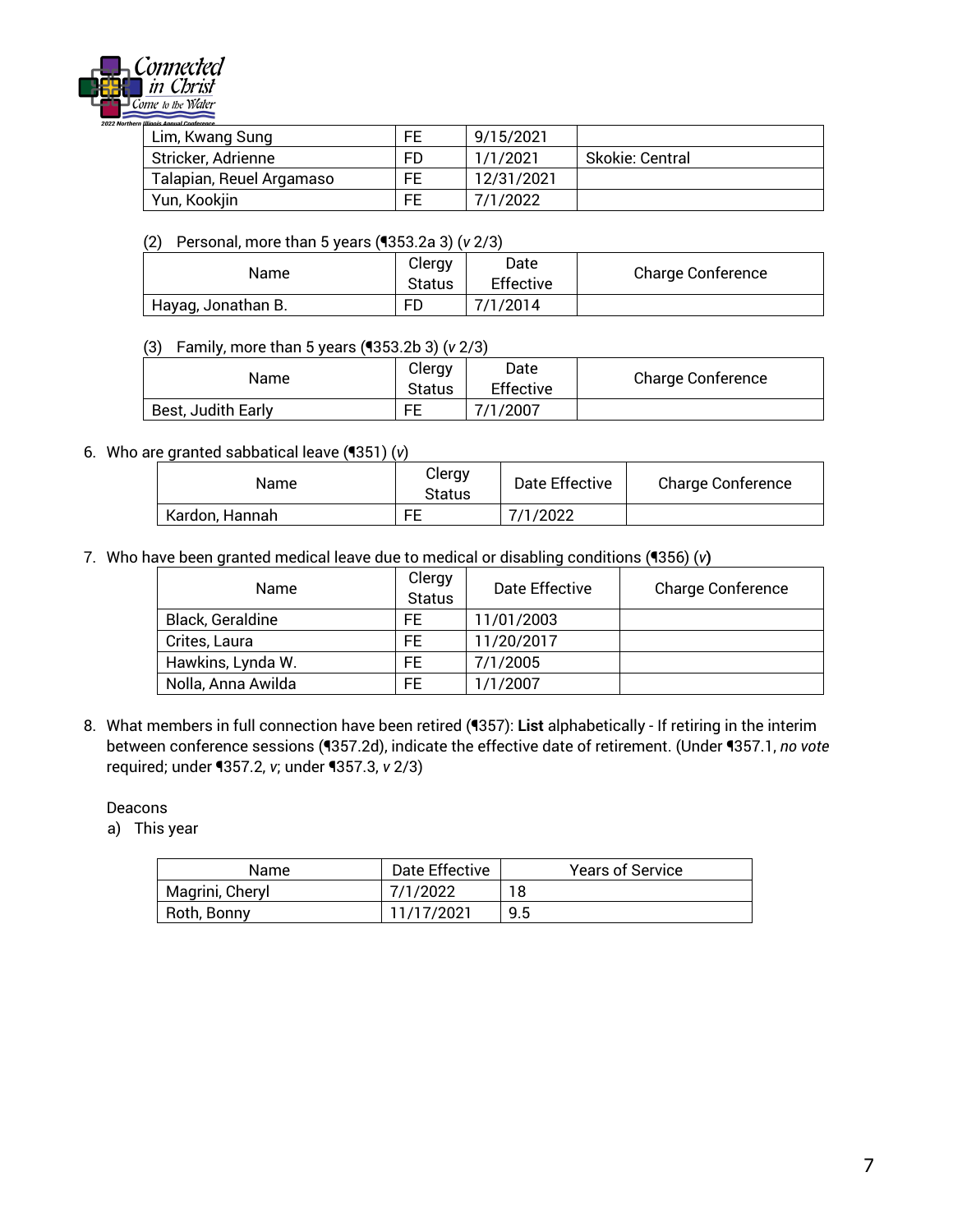| Lim, Kwang Sung | FE | 9/15/2021 | |
|---|---|---|---|
| Stricker, Adrienne | FD | 1/1/2021 | Skokie: Central |
| Talapian, Reuel Argamaso | FE | 12/31/2021 | |
| Yun, Kookjin | FE | 7/1/2022 | |

(2) Personal, more than 5 years (¶353.2a 3) (*v* 2/3)

| Name | Clergy Status | Date Effective | Charge Conference |
|---|---|---|---|
| Hayag, Jonathan B. | FD | 7/1/2014 | |

(3) Family, more than 5 years (¶353.2b 3) (*v* 2/3)

| Name | Clergy Status | Date Effective | Charge Conference |
|---|---|---|---|
| Best, Judith Early | FE | 7/1/2007 | |

6. Who are granted sabbatical leave (¶351) (*v*)

| Name | Clergy Status | Date Effective | Charge Conference |
|---|---|---|---|
| Kardon, Hannah | FE | 7/1/2022 | |

7. Who have been granted medical leave due to medical or disabling conditions (¶356) (*v*)

| Name | Clergy Status | Date Effective | Charge Conference |
|---|---|---|---|
| Black, Geraldine | FE | 11/01/2003 | |
| Crites, Laura | FE | 11/20/2017 | |
| Hawkins, Lynda W. | FE | 7/1/2005 | |
| Nolla, Anna Awilda | FE | 1/1/2007 | |

8. What members in full connection have been retired (¶357): **List** alphabetically - If retiring in the interim between conference sessions (¶357.2d), indicate the effective date of retirement. (Under ¶357.1, *no vote* required; under ¶357.2, *v*; under ¶357.3, *v* 2/3)

Deacons

a) This year

| Name | Date Effective | Years of Service |
|---|---|---|
| Magrini, Cheryl | 7/1/2022 | 18 |
| Roth, Bonny | 11/17/2021 | 9.5 |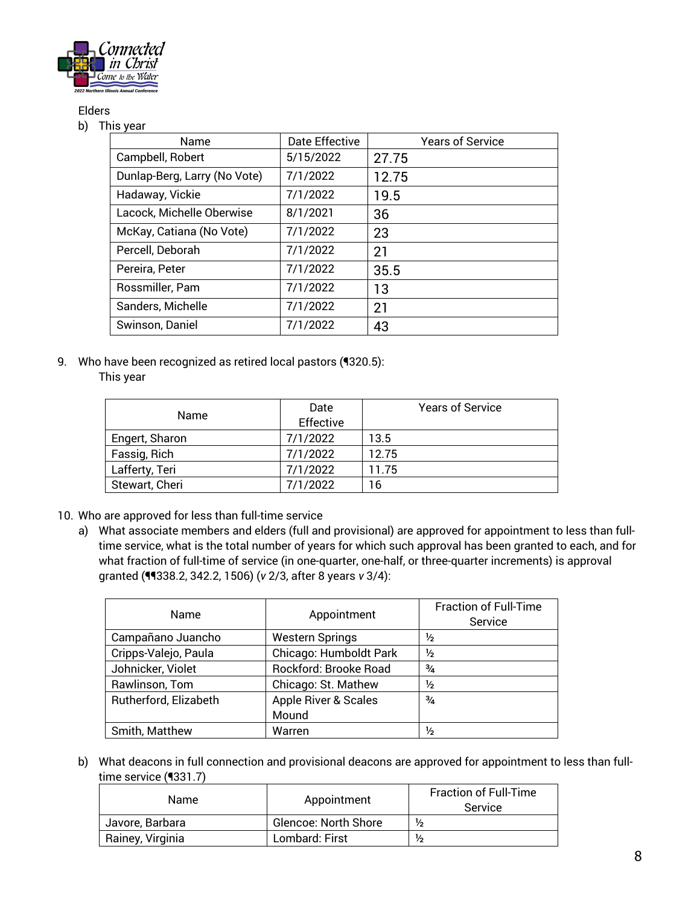Elders

b) This year

| Name | Date Effective | Years of Service |
|---|---|---|
| Campbell, Robert | 5/15/2022 | 27.75 |
| Dunlap-Berg, Larry (No Vote) | 7/1/2022 | 12.75 |
| Hadaway, Vickie | 7/1/2022 | 19.5 |
| Lacock, Michelle Oberwise | 8/1/2021 | 36 |
| McKay, Catiana (No Vote) | 7/1/2022 | 23 |
| Percell, Deborah | 7/1/2022 | 21 |
| Pereira, Peter | 7/1/2022 | 35.5 |
| Rossmiller, Pam | 7/1/2022 | 13 |
| Sanders, Michelle | 7/1/2022 | 21 |
| Swinson, Daniel | 7/1/2022 | 43 |

9. Who have been recognized as retired local pastors (¶320.5):

This year

| Name | Date Effective | Years of Service |
|---|---|---|
| Engert, Sharon | 7/1/2022 | 13.5 |
| Fassig, Rich | 7/1/2022 | 12.75 |
| Lafferty, Teri | 7/1/2022 | 11.75 |
| Stewart, Cheri | 7/1/2022 | 16 |

10. Who are approved for less than full-time service

a) What associate members and elders (full and provisional) are approved for appointment to less than full-time service, what is the total number of years for which such approval has been granted to each, and for what fraction of full-time of service (in one-quarter, one-half, or three-quarter increments) is approval granted (¶¶338.2, 342.2, 1506) (*v* 2/3, after 8 years *v* 3/4):

| Name | Appointment | Fraction of Full-Time Service |
|---|---|---|
| Campañano Juancho | Western Springs | ½ |
| Cripps-Valejo, Paula | Chicago: Humboldt Park | ½ |
| Johnicker, Violet | Rockford: Brooke Road | ¾ |
| Rawlinson, Tom | Chicago: St. Mathew | ½ |
| Rutherford, Elizabeth | Apple River & Scales Mound | ¾ |
| Smith, Matthew | Warren | ½ |

b) What deacons in full connection and provisional deacons are approved for appointment to less than full-time service (¶331.7)

| Name | Appointment | Fraction of Full-Time Service |
|---|---|---|
| Javore, Barbara | Glencoe: North Shore | ½ |
| Rainey, Virginia | Lombard: First | ½ |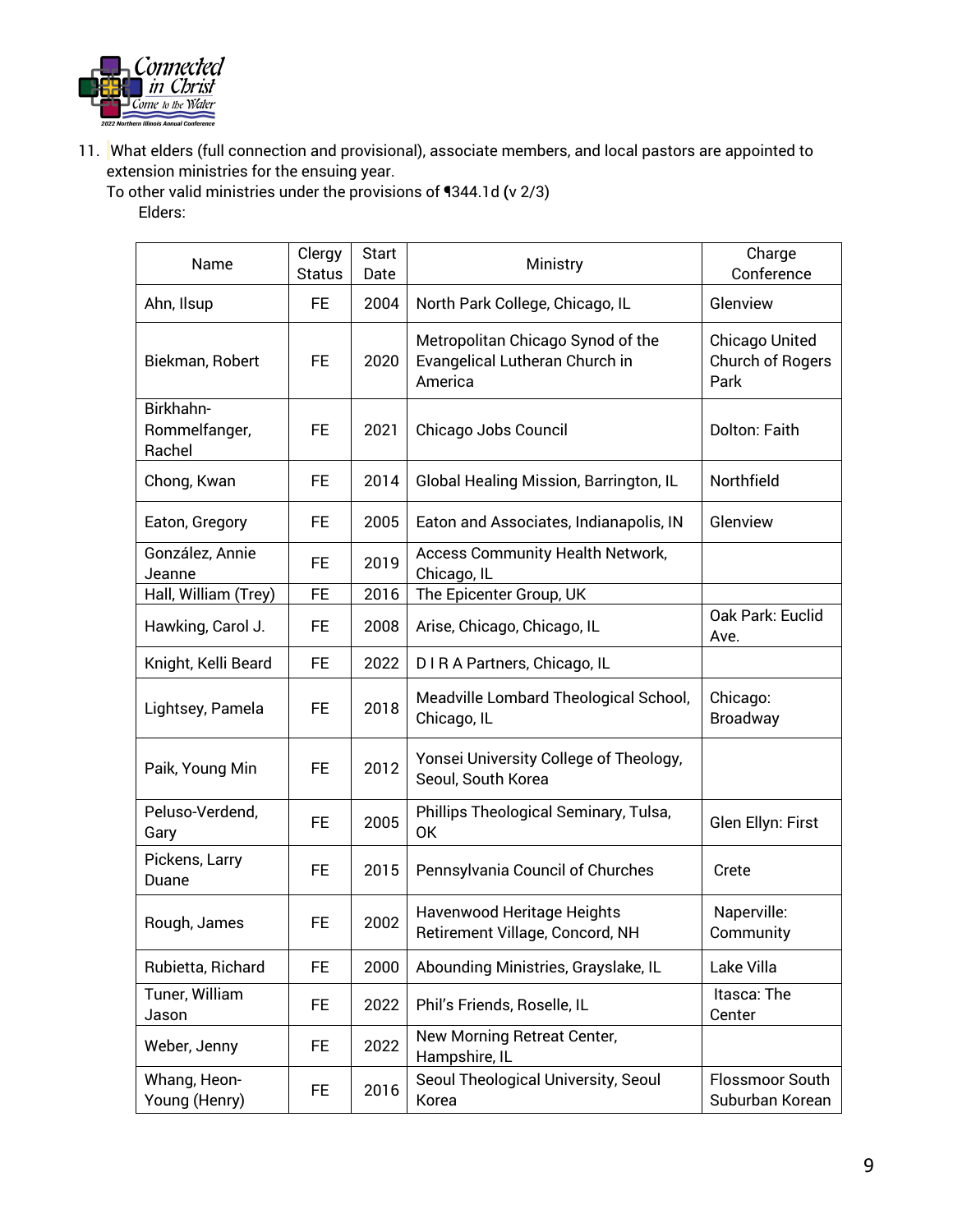11. What elders (full connection and provisional), associate members, and local pastors are appointed to extension ministries for the ensuing year.

    To other valid ministries under the provisions of ¶344.1d (v 2/3)

    Elders:

| Name | Clergy Status | Start Date | Ministry | Charge Conference |
|---|---|---|---|---|
| Ahn, Ilsup | FE | 2004 | North Park College, Chicago, IL | Glenview |
| Biekman, Robert | FE | 2020 | Metropolitan Chicago Synod of the Evangelical Lutheran Church in America | Chicago United Church of Rogers Park |
| Birkhahn-Rommelfanger, Rachel | FE | 2021 | Chicago Jobs Council | Dolton: Faith |
| Chong, Kwan | FE | 2014 | Global Healing Mission, Barrington, IL | Northfield |
| Eaton, Gregory | FE | 2005 | Eaton and Associates, Indianapolis, IN | Glenview |
| González, Annie Jeanne | FE | 2019 | Access Community Health Network, Chicago, IL | |
| Hall, William (Trey) | FE | 2016 | The Epicenter Group, UK | |
| Hawking, Carol J. | FE | 2008 | Arise, Chicago, Chicago, IL | Oak Park: Euclid Ave. |
| Knight, Kelli Beard | FE | 2022 | D I R A Partners, Chicago, IL | |
| Lightsey, Pamela | FE | 2018 | Meadville Lombard Theological School, Chicago, IL | Chicago: Broadway |
| Paik, Young Min | FE | 2012 | Yonsei University College of Theology, Seoul, South Korea | |
| Peluso-Verdend, Gary | FE | 2005 | Phillips Theological Seminary, Tulsa, OK | Glen Ellyn: First |
| Pickens, Larry Duane | FE | 2015 | Pennsylvania Council of Churches | Crete |
| Rough, James | FE | 2002 | Havenwood Heritage Heights Retirement Village, Concord, NH | Naperville: Community |
| Rubietta, Richard | FE | 2000 | Abounding Ministries, Grayslake, IL | Lake Villa |
| Tuner, William Jason | FE | 2022 | Phil's Friends, Roselle, IL | Itasca: The Center |
| Weber, Jenny | FE | 2022 | New Morning Retreat Center, Hampshire, IL | |
| Whang, Heon-Young (Henry) | FE | 2016 | Seoul Theological University, Seoul Korea | Flossmoor South Suburban Korean |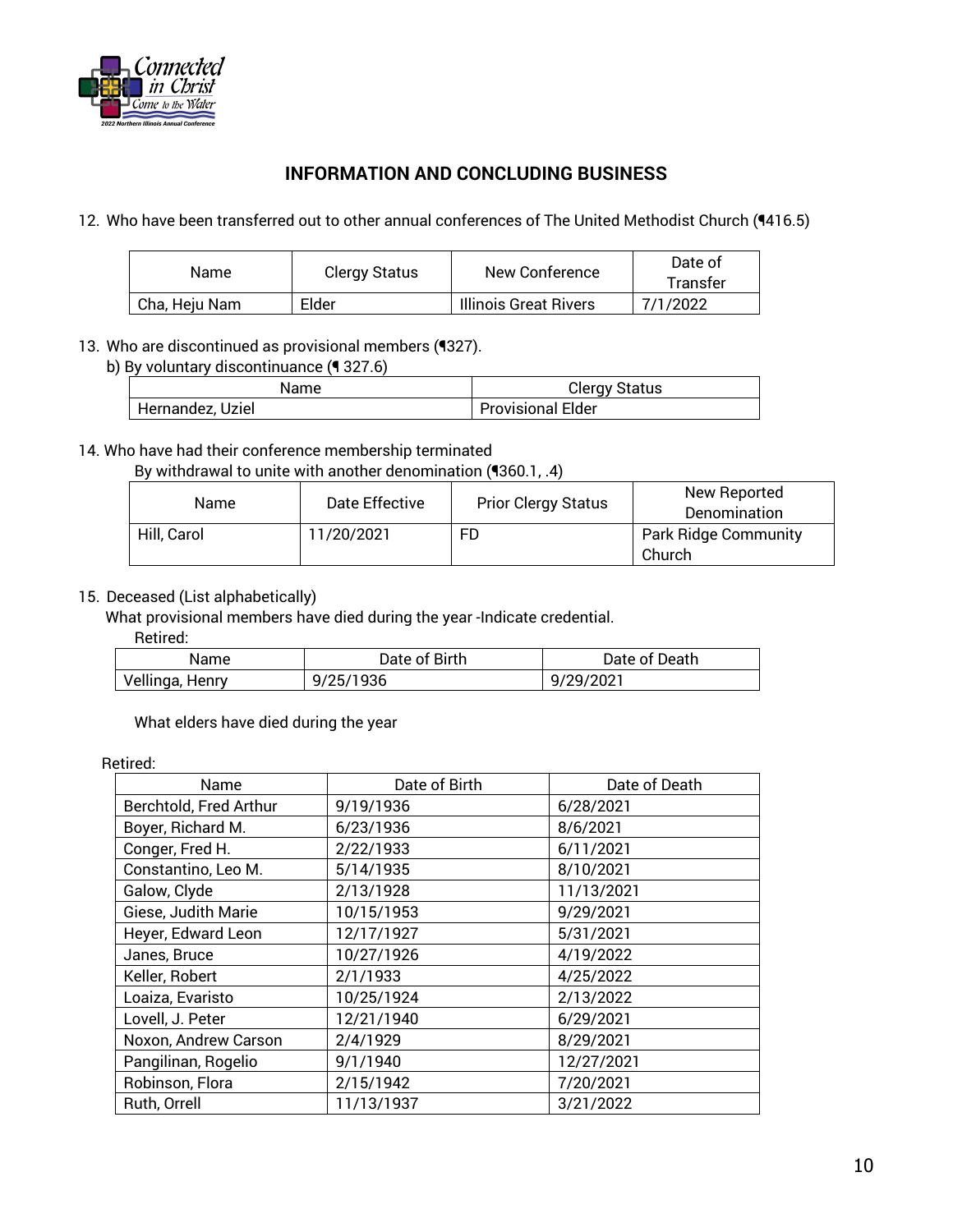## INFORMATION AND CONCLUDING BUSINESS

12. Who have been transferred out to other annual conferences of The United Methodist Church (¶416.5)

| Name | Clergy Status | New Conference | Date of Transfer |
|---|---|---|---|
| Cha, Heju Nam | Elder | Illinois Great Rivers | 7/1/2022 |

13. Who are discontinued as provisional members (¶327).

b) By voluntary discontinuance (¶ 327.6)

| Name | Clergy Status |
|---|---|
| Hernandez, Uziel | Provisional Elder |

14. Who have had their conference membership terminated

By withdrawal to unite with another denomination (¶360.1, .4)

| Name | Date Effective | Prior Clergy Status | New Reported Denomination |
|---|---|---|---|
| Hill, Carol | 11/20/2021 | FD | Park Ridge Community Church |

15. Deceased (List alphabetically)

What provisional members have died during the year -Indicate credential.

Retired:

| Name | Date of Birth | Date of Death |
|---|---|---|
| Vellinga, Henry | 9/25/1936 | 9/29/2021 |

What elders have died during the year

Retired:

| Name | Date of Birth | Date of Death |
|---|---|---|
| Berchtold, Fred Arthur | 9/19/1936 | 6/28/2021 |
| Boyer, Richard M. | 6/23/1936 | 8/6/2021 |
| Conger, Fred H. | 2/22/1933 | 6/11/2021 |
| Constantino, Leo M. | 5/14/1935 | 8/10/2021 |
| Galow, Clyde | 2/13/1928 | 11/13/2021 |
| Giese, Judith Marie | 10/15/1953 | 9/29/2021 |
| Heyer, Edward Leon | 12/17/1927 | 5/31/2021 |
| Janes, Bruce | 10/27/1926 | 4/19/2022 |
| Keller, Robert | 2/1/1933 | 4/25/2022 |
| Loaiza, Evaristo | 10/25/1924 | 2/13/2022 |
| Lovell, J. Peter | 12/21/1940 | 6/29/2021 |
| Noxon, Andrew Carson | 2/4/1929 | 8/29/2021 |
| Pangilinan, Rogelio | 9/1/1940 | 12/27/2021 |
| Robinson, Flora | 2/15/1942 | 7/20/2021 |
| Ruth, Orrell | 11/13/1937 | 3/21/2022 |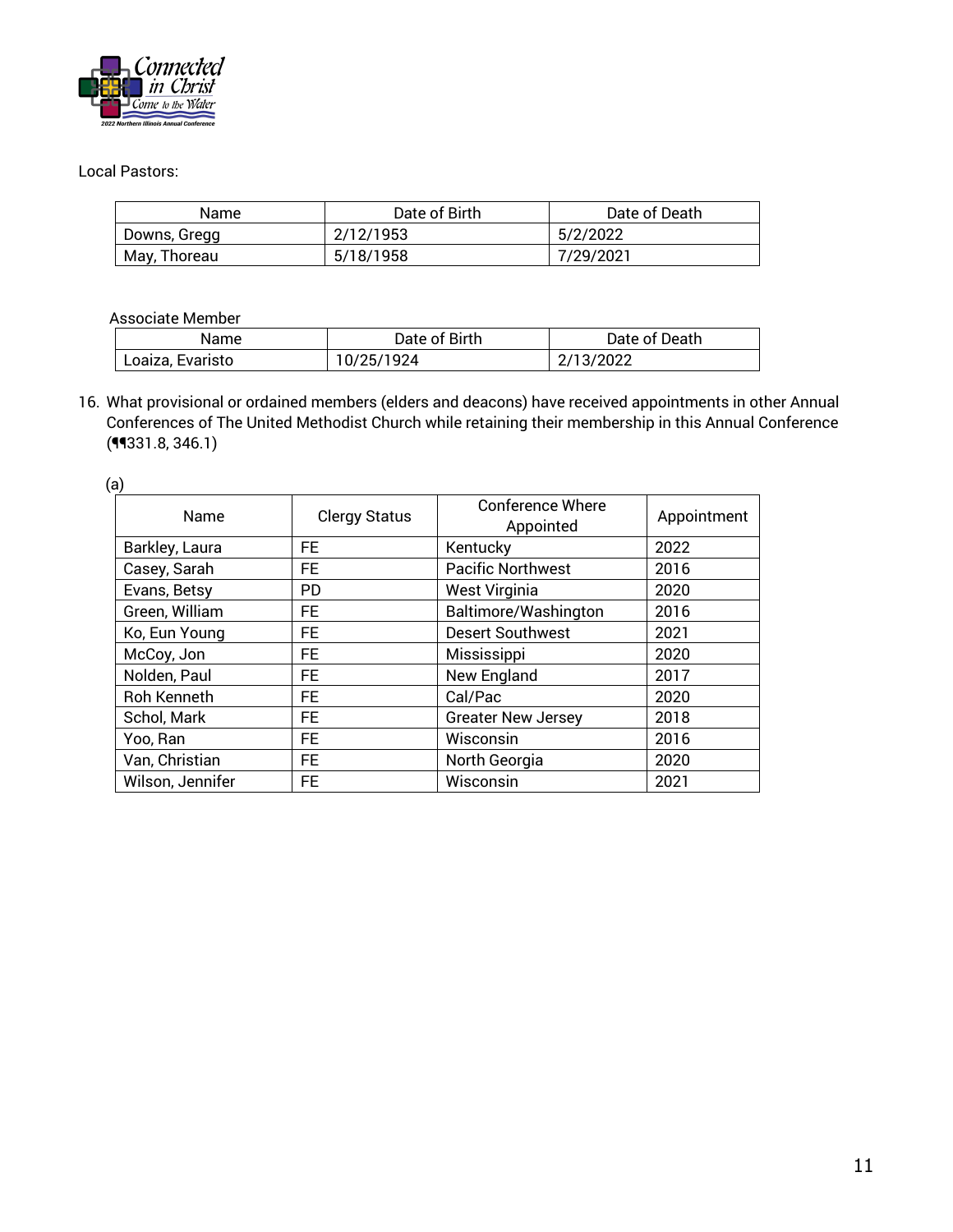Local Pastors:

| Name | Date of Birth | Date of Death |
|---|---|---|
| Downs, Gregg | 2/12/1953 | 5/2/2022 |
| May, Thoreau | 5/18/1958 | 7/29/2021 |

Associate Member

| Name | Date of Birth | Date of Death |
|---|---|---|
| Loaiza, Evaristo | 10/25/1924 | 2/13/2022 |

16. What provisional or ordained members (elders and deacons) have received appointments in other Annual Conferences of The United Methodist Church while retaining their membership in this Annual Conference (¶¶331.8, 346.1)

(a)

| Name | Clergy Status | Conference Where Appointed | Appointment |
|---|---|---|---|
| Barkley, Laura | FE | Kentucky | 2022 |
| Casey, Sarah | FE | Pacific Northwest | 2016 |
| Evans, Betsy | PD | West Virginia | 2020 |
| Green, William | FE | Baltimore/Washington | 2016 |
| Ko, Eun Young | FE | Desert Southwest | 2021 |
| McCoy, Jon | FE | Mississippi | 2020 |
| Nolden, Paul | FE | New England | 2017 |
| Roh Kenneth | FE | Cal/Pac | 2020 |
| Schol, Mark | FE | Greater New Jersey | 2018 |
| Yoo, Ran | FE | Wisconsin | 2016 |
| Van, Christian | FE | North Georgia | 2020 |
| Wilson, Jennifer | FE | Wisconsin | 2021 |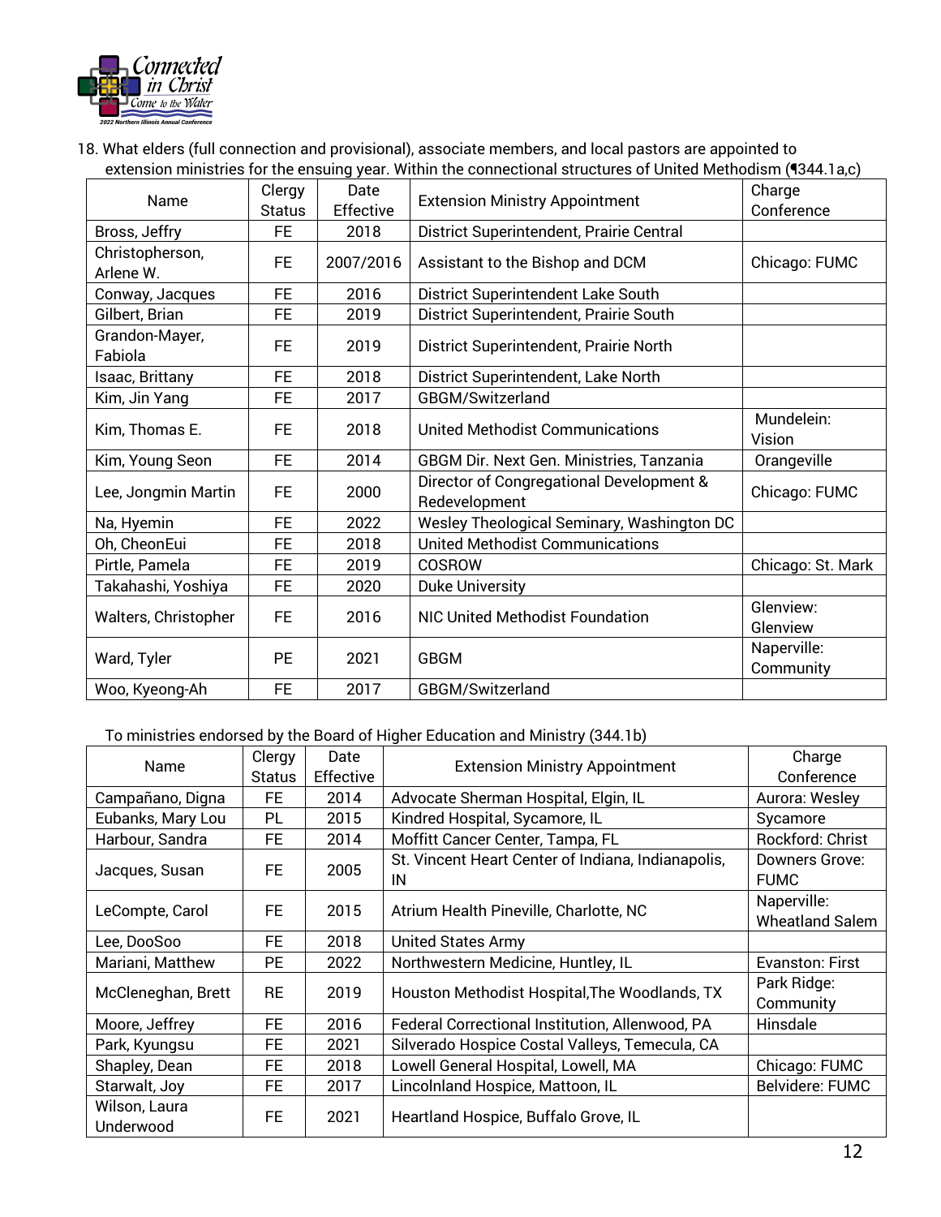18. What elders (full connection and provisional), associate members, and local pastors are appointed to extension ministries for the ensuing year. Within the connectional structures of United Methodism (¶344.1a,c)

| Name | Clergy Status | Date Effective | Extension Ministry Appointment | Charge Conference |
|---|---|---|---|---|
| Bross, Jeffry | FE | 2018 | District Superintendent, Prairie Central | |
| Christopherson, Arlene W. | FE | 2007/2016 | Assistant to the Bishop and DCM | Chicago: FUMC |
| Conway, Jacques | FE | 2016 | District Superintendent Lake South | |
| Gilbert, Brian | FE | 2019 | District Superintendent, Prairie South | |
| Grandon-Mayer, Fabiola | FE | 2019 | District Superintendent, Prairie North | |
| Isaac, Brittany | FE | 2018 | District Superintendent, Lake North | |
| Kim, Jin Yang | FE | 2017 | GBGM/Switzerland | |
| Kim, Thomas E. | FE | 2018 | United Methodist Communications | Mundelein: Vision |
| Kim, Young Seon | FE | 2014 | GBGM Dir. Next Gen. Ministries, Tanzania | Orangeville |
| Lee, Jongmin Martin | FE | 2000 | Director of Congregational Development & Redevelopment | Chicago: FUMC |
| Na, Hyemin | FE | 2022 | Wesley Theological Seminary, Washington DC | |
| Oh, CheonEui | FE | 2018 | United Methodist Communications | |
| Pirtle, Pamela | FE | 2019 | COSROW | Chicago: St. Mark |
| Takahashi, Yoshiya | FE | 2020 | Duke University | |
| Walters, Christopher | FE | 2016 | NIC United Methodist Foundation | Glenview: Glenview |
| Ward, Tyler | PE | 2021 | GBGM | Naperville: Community |
| Woo, Kyeong-Ah | FE | 2017 | GBGM/Switzerland | |

To ministries endorsed by the Board of Higher Education and Ministry (344.1b)

| Name | Clergy Status | Date Effective | Extension Ministry Appointment | Charge Conference |
|---|---|---|---|---|
| Campañano, Digna | FE | 2014 | Advocate Sherman Hospital, Elgin, IL | Aurora: Wesley |
| Eubanks, Mary Lou | PL | 2015 | Kindred Hospital, Sycamore, IL | Sycamore |
| Harbour, Sandra | FE | 2014 | Moffitt Cancer Center, Tampa, FL | Rockford: Christ |
| Jacques, Susan | FE | 2005 | St. Vincent Heart Center of Indiana, Indianapolis, IN | Downers Grove: FUMC |
| LeCompte, Carol | FE | 2015 | Atrium Health Pineville, Charlotte, NC | Naperville: Wheatland Salem |
| Lee, DooSoo | FE | 2018 | United States Army | |
| Mariani, Matthew | PE | 2022 | Northwestern Medicine, Huntley, IL | Evanston: First |
| McCleneghan, Brett | RE | 2019 | Houston Methodist Hospital,The Woodlands, TX | Park Ridge: Community |
| Moore, Jeffrey | FE | 2016 | Federal Correctional Institution, Allenwood, PA | Hinsdale |
| Park, Kyungsu | FE | 2021 | Silverado Hospice Costal Valleys, Temecula, CA | |
| Shapley, Dean | FE | 2018 | Lowell General Hospital, Lowell, MA | Chicago: FUMC |
| Starwalt, Joy | FE | 2017 | Lincolnland Hospice, Mattoon, IL | Belvidere: FUMC |
| Wilson, Laura Underwood | FE | 2021 | Heartland Hospice, Buffalo Grove, IL | |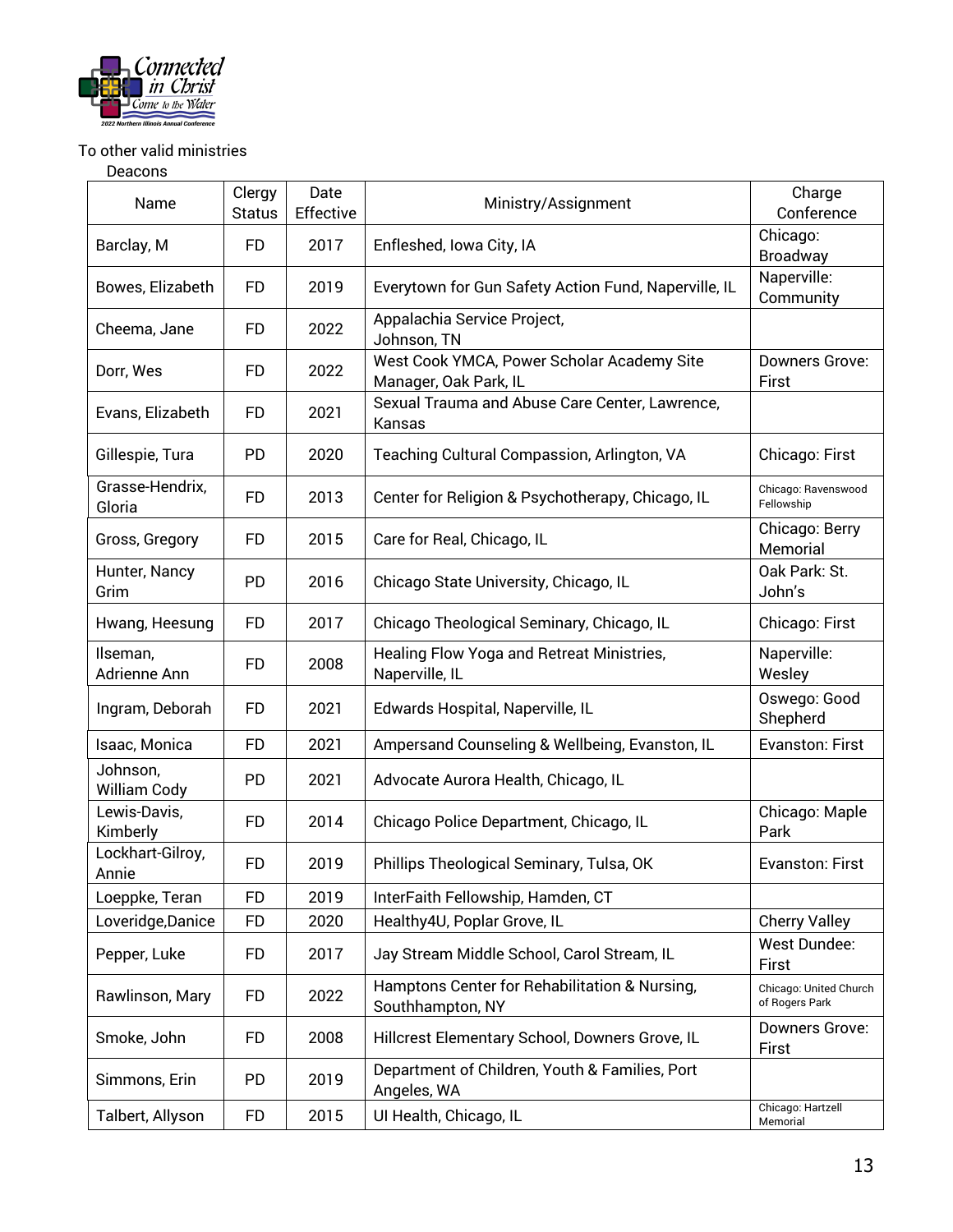To other valid ministries

Deacons

| Name | Clergy Status | Date Effective | Ministry/Assignment | Charge Conference |
|---|---|---|---|---|
| Barclay, M | FD | 2017 | Enfleshed, Iowa City, IA | Chicago: Broadway |
| Bowes, Elizabeth | FD | 2019 | Everytown for Gun Safety Action Fund, Naperville, IL | Naperville: Community |
| Cheema, Jane | FD | 2022 | Appalachia Service Project, Johnson, TN | |
| Dorr, Wes | FD | 2022 | West Cook YMCA, Power Scholar Academy Site Manager, Oak Park, IL | Downers Grove: First |
| Evans, Elizabeth | FD | 2021 | Sexual Trauma and Abuse Care Center, Lawrence, Kansas | |
| Gillespie, Tura | PD | 2020 | Teaching Cultural Compassion, Arlington, VA | Chicago: First |
| Grasse-Hendrix, Gloria | FD | 2013 | Center for Religion & Psychotherapy, Chicago, IL | Chicago: Ravenswood Fellowship |
| Gross, Gregory | FD | 2015 | Care for Real, Chicago, IL | Chicago: Berry Memorial |
| Hunter, Nancy Grim | PD | 2016 | Chicago State University, Chicago, IL | Oak Park: St. John's |
| Hwang, Heesung | FD | 2017 | Chicago Theological Seminary, Chicago, IL | Chicago: First |
| Ilseman, Adrienne Ann | FD | 2008 | Healing Flow Yoga and Retreat Ministries, Naperville, IL | Naperville: Wesley |
| Ingram, Deborah | FD | 2021 | Edwards Hospital, Naperville, IL | Oswego: Good Shepherd |
| Isaac, Monica | FD | 2021 | Ampersand Counseling & Wellbeing, Evanston, IL | Evanston: First |
| Johnson, William Cody | PD | 2021 | Advocate Aurora Health, Chicago, IL | |
| Lewis-Davis, Kimberly | FD | 2014 | Chicago Police Department, Chicago, IL | Chicago: Maple Park |
| Lockhart-Gilroy, Annie | FD | 2019 | Phillips Theological Seminary, Tulsa, OK | Evanston: First |
| Loeppke, Teran | FD | 2019 | InterFaith Fellowship, Hamden, CT | |
| Loveridge,Danice | FD | 2020 | Healthy4U, Poplar Grove, IL | Cherry Valley |
| Pepper, Luke | FD | 2017 | Jay Stream Middle School, Carol Stream, IL | West Dundee: First |
| Rawlinson, Mary | FD | 2022 | Hamptons Center for Rehabilitation & Nursing, Southhampton, NY | Chicago: United Church of Rogers Park |
| Smoke, John | FD | 2008 | Hillcrest Elementary School, Downers Grove, IL | Downers Grove: First |
| Simmons, Erin | PD | 2019 | Department of Children, Youth & Families, Port Angeles, WA | |
| Talbert, Allyson | FD | 2015 | UI Health, Chicago, IL | Chicago: Hartzell Memorial |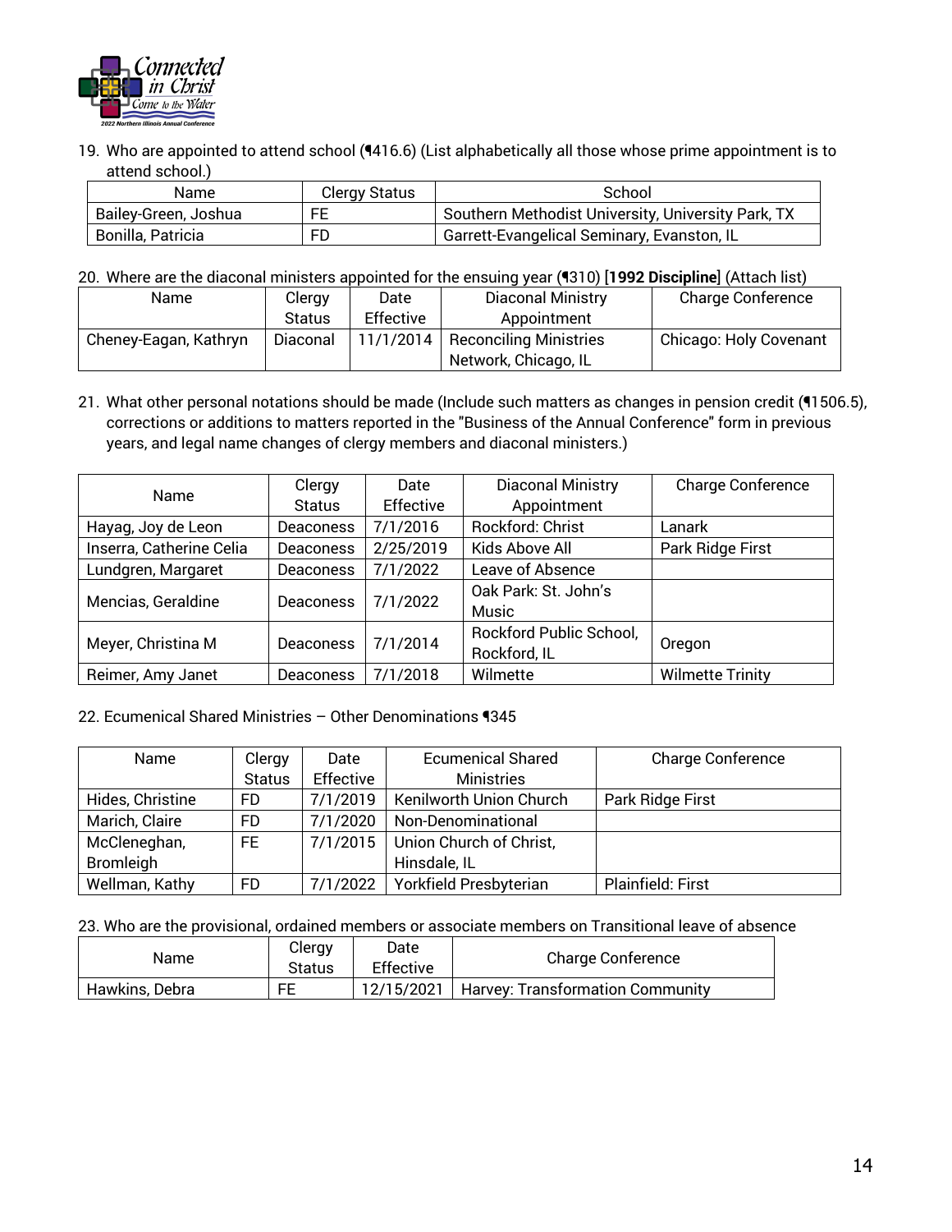19. Who are appointed to attend school (¶416.6) (List alphabetically all those whose prime appointment is to attend school.)

| Name | Clergy Status | School |
|---|---|---|
| Bailey-Green, Joshua | FE | Southern Methodist University, University Park, TX |
| Bonilla, Patricia | FD | Garrett-Evangelical Seminary, Evanston, IL |

20. Where are the diaconal ministers appointed for the ensuing year (¶310) [**1992 Discipline**] (Attach list)

| Name | Clergy Status | Date Effective | Diaconal Ministry Appointment | Charge Conference |
|---|---|---|---|---|
| Cheney-Eagan, Kathryn | Diaconal | 11/1/2014 | Reconciling Ministries Network, Chicago, IL | Chicago: Holy Covenant |

21. What other personal notations should be made (Include such matters as changes in pension credit (¶1506.5), corrections or additions to matters reported in the "Business of the Annual Conference" form in previous years, and legal name changes of clergy members and diaconal ministers.)

| Name | Clergy Status | Date Effective | Diaconal Ministry Appointment | Charge Conference |
|---|---|---|---|---|
| Hayag, Joy de Leon | Deaconess | 7/1/2016 | Rockford: Christ | Lanark |
| Inserra, Catherine Celia | Deaconess | 2/25/2019 | Kids Above All | Park Ridge First |
| Lundgren, Margaret | Deaconess | 7/1/2022 | Leave of Absence | |
| Mencias, Geraldine | Deaconess | 7/1/2022 | Oak Park: St. John's Music | |
| Meyer, Christina M | Deaconess | 7/1/2014 | Rockford Public School, Rockford, IL | Oregon |
| Reimer, Amy Janet | Deaconess | 7/1/2018 | Wilmette | Wilmette Trinity |

22. Ecumenical Shared Ministries – Other Denominations ¶345

| Name | Clergy Status | Date Effective | Ecumenical Shared Ministries | Charge Conference |
|---|---|---|---|---|
| Hides, Christine | FD | 7/1/2019 | Kenilworth Union Church | Park Ridge First |
| Marich, Claire | FD | 7/1/2020 | Non-Denominational | |
| McCleneghan, Bromleigh | FE | 7/1/2015 | Union Church of Christ, Hinsdale, IL | |
| Wellman, Kathy | FD | 7/1/2022 | Yorkfield Presbyterian | Plainfield: First |

23. Who are the provisional, ordained members or associate members on Transitional leave of absence

| Name | Clergy Status | Date Effective | Charge Conference |
|---|---|---|---|
| Hawkins, Debra | FE | 12/15/2021 | Harvey: Transformation Community |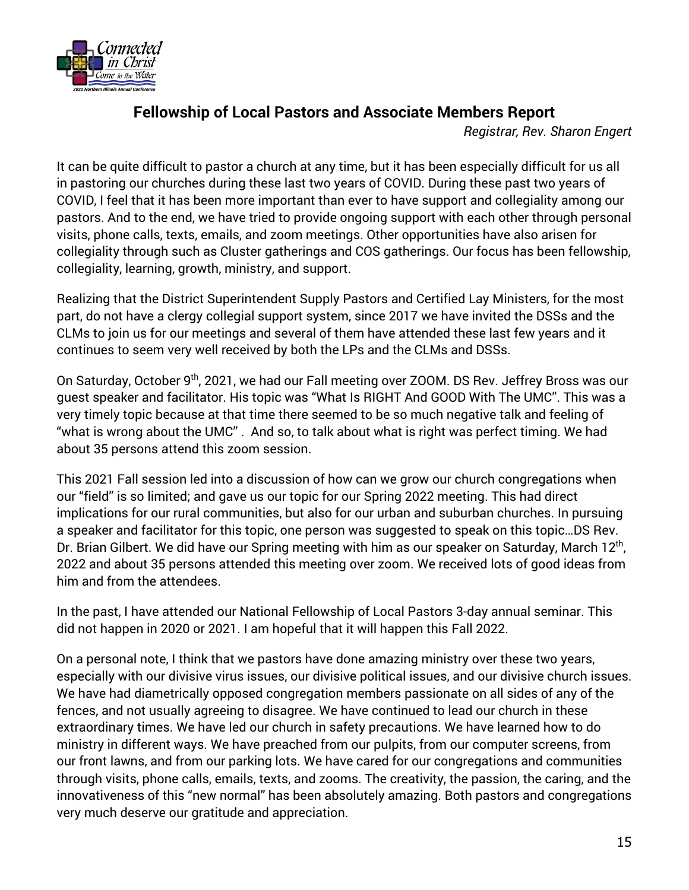## Fellowship of Local Pastors and Associate Members Report

*Registrar, Rev. Sharon Engert*

It can be quite difficult to pastor a church at any time, but it has been especially difficult for us all in pastoring our churches during these last two years of COVID. During these past two years of COVID, I feel that it has been more important than ever to have support and collegiality among our pastors. And to the end, we have tried to provide ongoing support with each other through personal visits, phone calls, texts, emails, and zoom meetings. Other opportunities have also arisen for collegiality through such as Cluster gatherings and COS gatherings. Our focus has been fellowship, collegiality, learning, growth, ministry, and support.

Realizing that the District Superintendent Supply Pastors and Certified Lay Ministers, for the most part, do not have a clergy collegial support system, since 2017 we have invited the DSSs and the CLMs to join us for our meetings and several of them have attended these last few years and it continues to seem very well received by both the LPs and the CLMs and DSSs.

On Saturday, October 9th, 2021, we had our Fall meeting over ZOOM. DS Rev. Jeffrey Bross was our guest speaker and facilitator. His topic was "What Is RIGHT And GOOD With The UMC". This was a very timely topic because at that time there seemed to be so much negative talk and feeling of "what is wrong about the UMC" . And so, to talk about what is right was perfect timing. We had about 35 persons attend this zoom session.

This 2021 Fall session led into a discussion of how can we grow our church congregations when our "field" is so limited; and gave us our topic for our Spring 2022 meeting. This had direct implications for our rural communities, but also for our urban and suburban churches. In pursuing a speaker and facilitator for this topic, one person was suggested to speak on this topic…DS Rev. Dr. Brian Gilbert. We did have our Spring meeting with him as our speaker on Saturday, March 12th, 2022 and about 35 persons attended this meeting over zoom. We received lots of good ideas from him and from the attendees.

In the past, I have attended our National Fellowship of Local Pastors 3-day annual seminar. This did not happen in 2020 or 2021. I am hopeful that it will happen this Fall 2022.

On a personal note, I think that we pastors have done amazing ministry over these two years, especially with our divisive virus issues, our divisive political issues, and our divisive church issues. We have had diametrically opposed congregation members passionate on all sides of any of the fences, and not usually agreeing to disagree. We have continued to lead our church in these extraordinary times. We have led our church in safety precautions. We have learned how to do ministry in different ways. We have preached from our pulpits, from our computer screens, from our front lawns, and from our parking lots. We have cared for our congregations and communities through visits, phone calls, emails, texts, and zooms. The creativity, the passion, the caring, and the innovativeness of this "new normal" has been absolutely amazing. Both pastors and congregations very much deserve our gratitude and appreciation.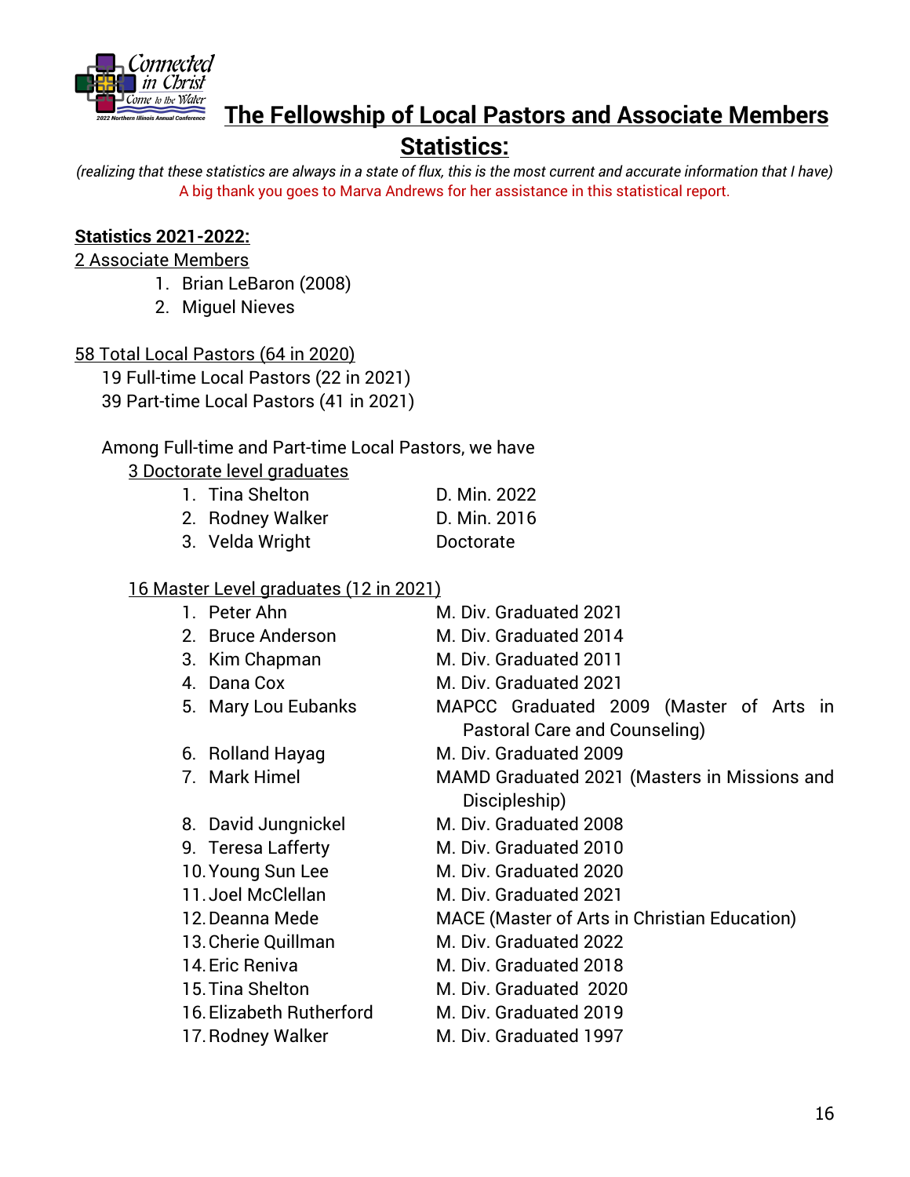# The Fellowship of Local Pastors and Associate Members Statistics:

*(realizing that these statistics are always in a state of flux, this is the most current and accurate information that I have)*

A big thank you goes to Marva Andrews for her assistance in this statistical report.

**Statistics 2021-2022:**

2 Associate Members

1. Brian LeBaron (2008)
2. Miguel Nieves

58 Total Local Pastors (64 in 2020)

19 Full-time Local Pastors (22 in 2021)

39 Part-time Local Pastors (41 in 2021)

Among Full-time and Part-time Local Pastors, we have

3 Doctorate level graduates

1. Tina Shelton — D. Min. 2022
2. Rodney Walker — D. Min. 2016
3. Velda Wright — Doctorate

16 Master Level graduates (12 in 2021)

1. Peter Ahn — M. Div. Graduated 2021
2. Bruce Anderson — M. Div. Graduated 2014
3. Kim Chapman — M. Div. Graduated 2011
4. Dana Cox — M. Div. Graduated 2021
5. Mary Lou Eubanks — MAPCC Graduated 2009 (Master of Arts in Pastoral Care and Counseling)
6. Rolland Hayag — M. Div. Graduated 2009
7. Mark Himel — MAMD Graduated 2021 (Masters in Missions and Discipleship)
8. David Jungnickel — M. Div. Graduated 2008
9. Teresa Lafferty — M. Div. Graduated 2010
10. Young Sun Lee — M. Div. Graduated 2020
11. Joel McClellan — M. Div. Graduated 2021
12. Deanna Mede — MACE (Master of Arts in Christian Education)
13. Cherie Quillman — M. Div. Graduated 2022
14. Eric Reniva — M. Div. Graduated 2018
15. Tina Shelton — M. Div. Graduated 2020
16. Elizabeth Rutherford — M. Div. Graduated 2019
17. Rodney Walker — M. Div. Graduated 1997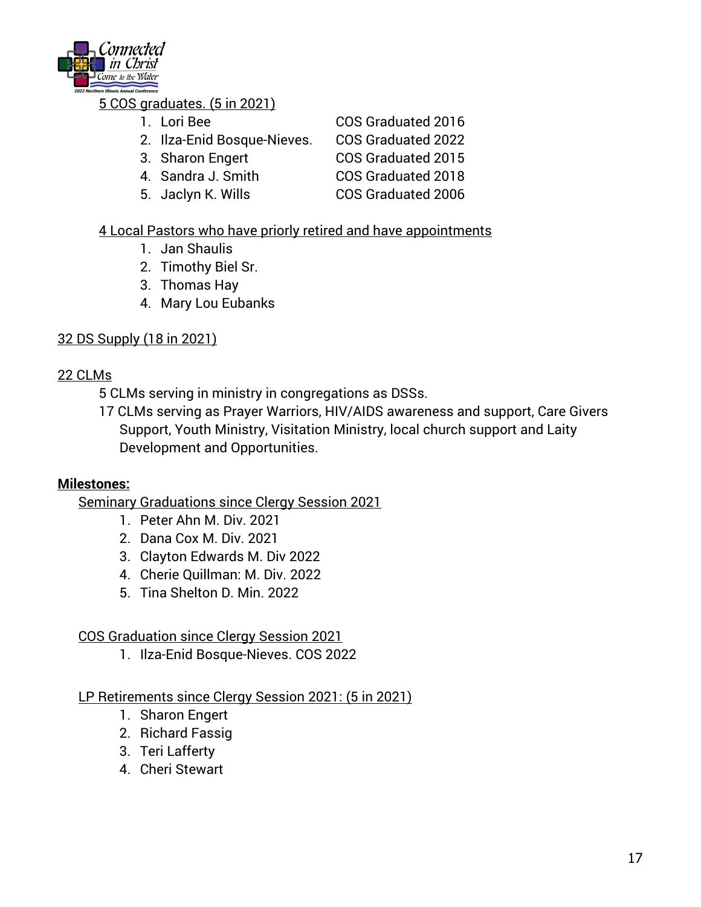5 COS graduates. (5 in 2021)

1. Lori Bee — COS Graduated 2016
2. Ilza-Enid Bosque-Nieves. — COS Graduated 2022
3. Sharon Engert — COS Graduated 2015
4. Sandra J. Smith — COS Graduated 2018
5. Jaclyn K. Wills — COS Graduated 2006

4 Local Pastors who have priorly retired and have appointments

1. Jan Shaulis
2. Timothy Biel Sr.
3. Thomas Hay
4. Mary Lou Eubanks

32 DS Supply (18 in 2021)

22 CLMs

5 CLMs serving in ministry in congregations as DSSs.

17 CLMs serving as Prayer Warriors, HIV/AIDS awareness and support, Care Givers Support, Youth Ministry, Visitation Ministry, local church support and Laity Development and Opportunities.

**Milestones:**

Seminary Graduations since Clergy Session 2021

1. Peter Ahn M. Div. 2021
2. Dana Cox M. Div. 2021
3. Clayton Edwards M. Div 2022
4. Cherie Quillman: M. Div. 2022
5. Tina Shelton D. Min. 2022

COS Graduation since Clergy Session 2021

1. Ilza-Enid Bosque-Nieves. COS 2022

LP Retirements since Clergy Session 2021: (5 in 2021)

1. Sharon Engert
2. Richard Fassig
3. Teri Lafferty
4. Cheri Stewart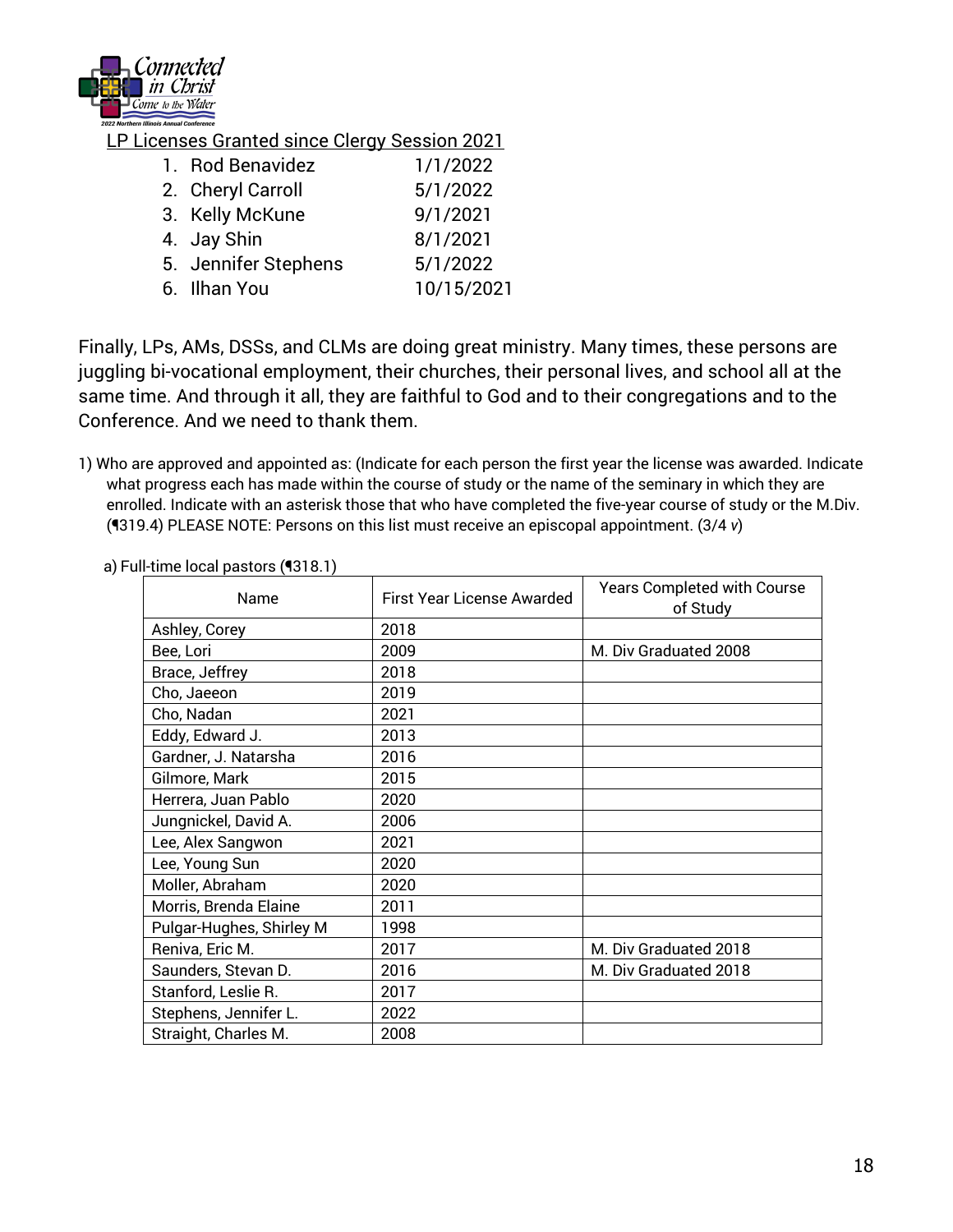LP Licenses Granted since Clergy Session 2021

1. Rod Benavidez 1/1/2022
2. Cheryl Carroll 5/1/2022
3. Kelly McKune 9/1/2021
4. Jay Shin 8/1/2021
5. Jennifer Stephens 5/1/2022
6. Ilhan You 10/15/2021

Finally, LPs, AMs, DSSs, and CLMs are doing great ministry. Many times, these persons are juggling bi-vocational employment, their churches, their personal lives, and school all at the same time. And through it all, they are faithful to God and to their congregations and to the Conference. And we need to thank them.

1) Who are approved and appointed as: (Indicate for each person the first year the license was awarded. Indicate what progress each has made within the course of study or the name of the seminary in which they are enrolled. Indicate with an asterisk those that who have completed the five-year course of study or the M.Div. (¶319.4) PLEASE NOTE: Persons on this list must receive an episcopal appointment. (3/4 *v*)

a) Full-time local pastors (¶318.1)

| Name | First Year License Awarded | Years Completed with Course of Study |
|---|---|---|
| Ashley, Corey | 2018 | |
| Bee, Lori | 2009 | M. Div Graduated 2008 |
| Brace, Jeffrey | 2018 | |
| Cho, Jaeeon | 2019 | |
| Cho, Nadan | 2021 | |
| Eddy, Edward J. | 2013 | |
| Gardner, J. Natarsha | 2016 | |
| Gilmore, Mark | 2015 | |
| Herrera, Juan Pablo | 2020 | |
| Jungnickel, David A. | 2006 | |
| Lee, Alex Sangwon | 2021 | |
| Lee, Young Sun | 2020 | |
| Moller, Abraham | 2020 | |
| Morris, Brenda Elaine | 2011 | |
| Pulgar-Hughes, Shirley M | 1998 | |
| Reniva, Eric M. | 2017 | M. Div Graduated 2018 |
| Saunders, Stevan D. | 2016 | M. Div Graduated 2018 |
| Stanford, Leslie R. | 2017 | |
| Stephens, Jennifer L. | 2022 | |
| Straight, Charles M. | 2008 | |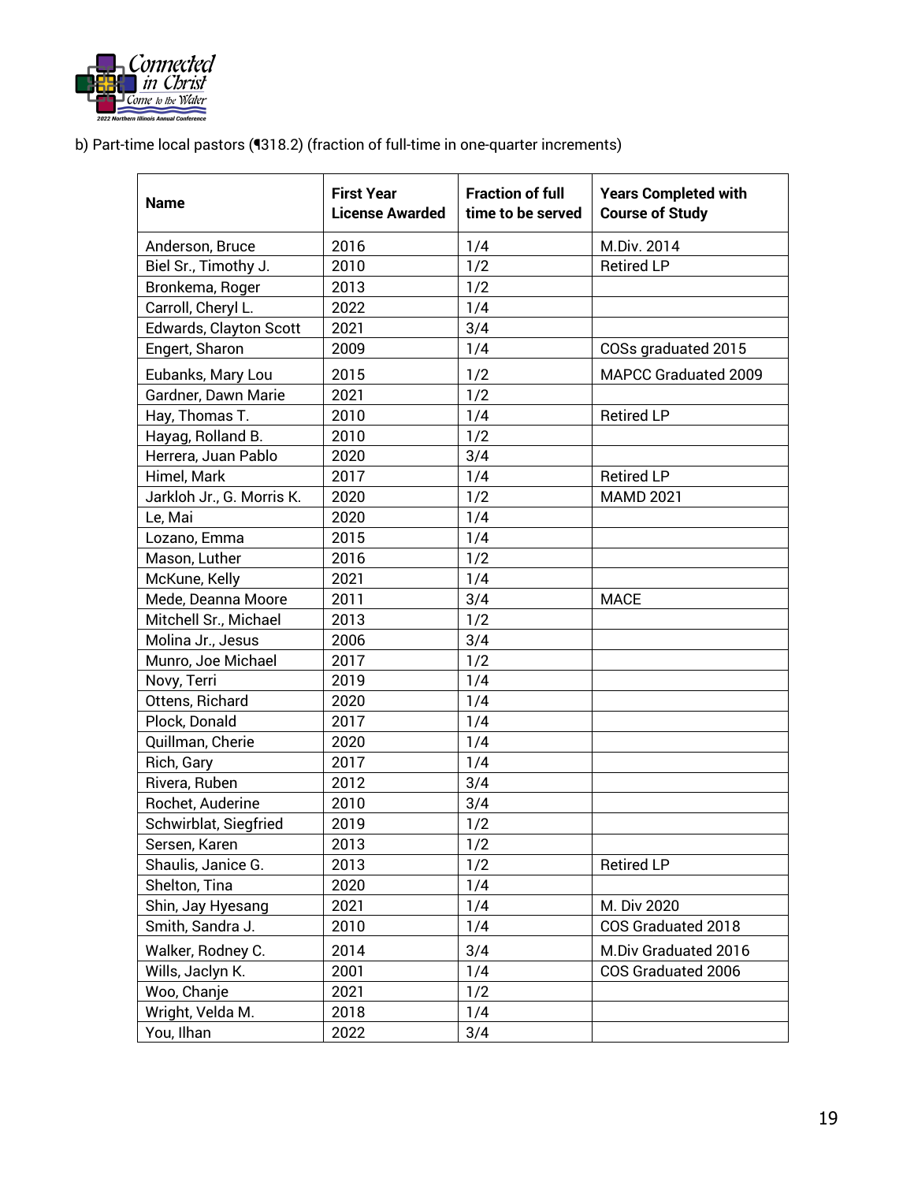b) Part-time local pastors (¶318.2) (fraction of full-time in one-quarter increments)

| Name | First Year License Awarded | Fraction of full time to be served | Years Completed with Course of Study |
|---|---|---|---|
| Anderson, Bruce | 2016 | 1/4 | M.Div. 2014 |
| Biel Sr., Timothy J. | 2010 | 1/2 | Retired LP |
| Bronkema, Roger | 2013 | 1/2 | |
| Carroll, Cheryl L. | 2022 | 1/4 | |
| Edwards, Clayton Scott | 2021 | 3/4 | |
| Engert, Sharon | 2009 | 1/4 | COSs graduated 2015 |
| Eubanks, Mary Lou | 2015 | 1/2 | MAPCC Graduated 2009 |
| Gardner, Dawn Marie | 2021 | 1/2 | |
| Hay, Thomas T. | 2010 | 1/4 | Retired LP |
| Hayag, Rolland B. | 2010 | 1/2 | |
| Herrera, Juan Pablo | 2020 | 3/4 | |
| Himel, Mark | 2017 | 1/4 | Retired LP |
| Jarkloh Jr., G. Morris K. | 2020 | 1/2 | MAMD 2021 |
| Le, Mai | 2020 | 1/4 | |
| Lozano, Emma | 2015 | 1/4 | |
| Mason, Luther | 2016 | 1/2 | |
| McKune, Kelly | 2021 | 1/4 | |
| Mede, Deanna Moore | 2011 | 3/4 | MACE |
| Mitchell Sr., Michael | 2013 | 1/2 | |
| Molina Jr., Jesus | 2006 | 3/4 | |
| Munro, Joe Michael | 2017 | 1/2 | |
| Novy, Terri | 2019 | 1/4 | |
| Ottens, Richard | 2020 | 1/4 | |
| Plock, Donald | 2017 | 1/4 | |
| Quillman, Cherie | 2020 | 1/4 | |
| Rich, Gary | 2017 | 1/4 | |
| Rivera, Ruben | 2012 | 3/4 | |
| Rochet, Auderine | 2010 | 3/4 | |
| Schwirblat, Siegfried | 2019 | 1/2 | |
| Sersen, Karen | 2013 | 1/2 | |
| Shaulis, Janice G. | 2013 | 1/2 | Retired LP |
| Shelton, Tina | 2020 | 1/4 | |
| Shin, Jay Hyesang | 2021 | 1/4 | M. Div 2020 |
| Smith, Sandra J. | 2010 | 1/4 | COS Graduated 2018 |
| Walker, Rodney C. | 2014 | 3/4 | M.Div Graduated 2016 |
| Wills, Jaclyn K. | 2001 | 1/4 | COS Graduated 2006 |
| Woo, Chanje | 2021 | 1/2 | |
| Wright, Velda M. | 2018 | 1/4 | |
| You, Ilhan | 2022 | 3/4 | |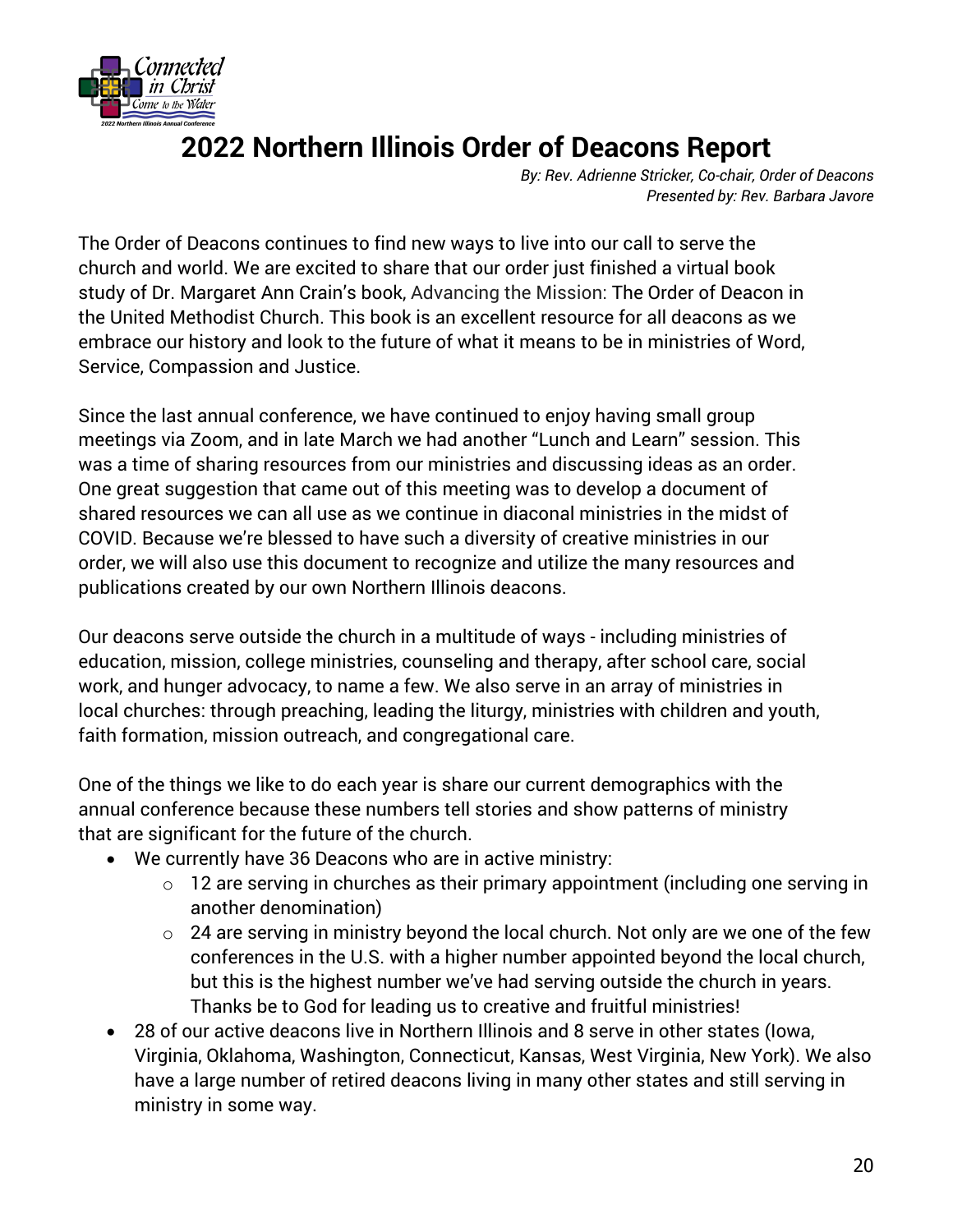# 2022 Northern Illinois Order of Deacons Report

*By: Rev. Adrienne Stricker, Co-chair, Order of Deacons*
*Presented by: Rev. Barbara Javore*

The Order of Deacons continues to find new ways to live into our call to serve the church and world. We are excited to share that our order just finished a virtual book study of Dr. Margaret Ann Crain's book, Advancing the Mission: The Order of Deacon in the United Methodist Church. This book is an excellent resource for all deacons as we embrace our history and look to the future of what it means to be in ministries of Word, Service, Compassion and Justice.

Since the last annual conference, we have continued to enjoy having small group meetings via Zoom, and in late March we had another "Lunch and Learn" session. This was a time of sharing resources from our ministries and discussing ideas as an order. One great suggestion that came out of this meeting was to develop a document of shared resources we can all use as we continue in diaconal ministries in the midst of COVID. Because we're blessed to have such a diversity of creative ministries in our order, we will also use this document to recognize and utilize the many resources and publications created by our own Northern Illinois deacons.

Our deacons serve outside the church in a multitude of ways - including ministries of education, mission, college ministries, counseling and therapy, after school care, social work, and hunger advocacy, to name a few. We also serve in an array of ministries in local churches: through preaching, leading the liturgy, ministries with children and youth, faith formation, mission outreach, and congregational care.

One of the things we like to do each year is share our current demographics with the annual conference because these numbers tell stories and show patterns of ministry that are significant for the future of the church.

- We currently have 36 Deacons who are in active ministry:
  - 12 are serving in churches as their primary appointment (including one serving in another denomination)
  - 24 are serving in ministry beyond the local church. Not only are we one of the few conferences in the U.S. with a higher number appointed beyond the local church, but this is the highest number we've had serving outside the church in years. Thanks be to God for leading us to creative and fruitful ministries!
- 28 of our active deacons live in Northern Illinois and 8 serve in other states (Iowa, Virginia, Oklahoma, Washington, Connecticut, Kansas, West Virginia, New York). We also have a large number of retired deacons living in many other states and still serving in ministry in some way.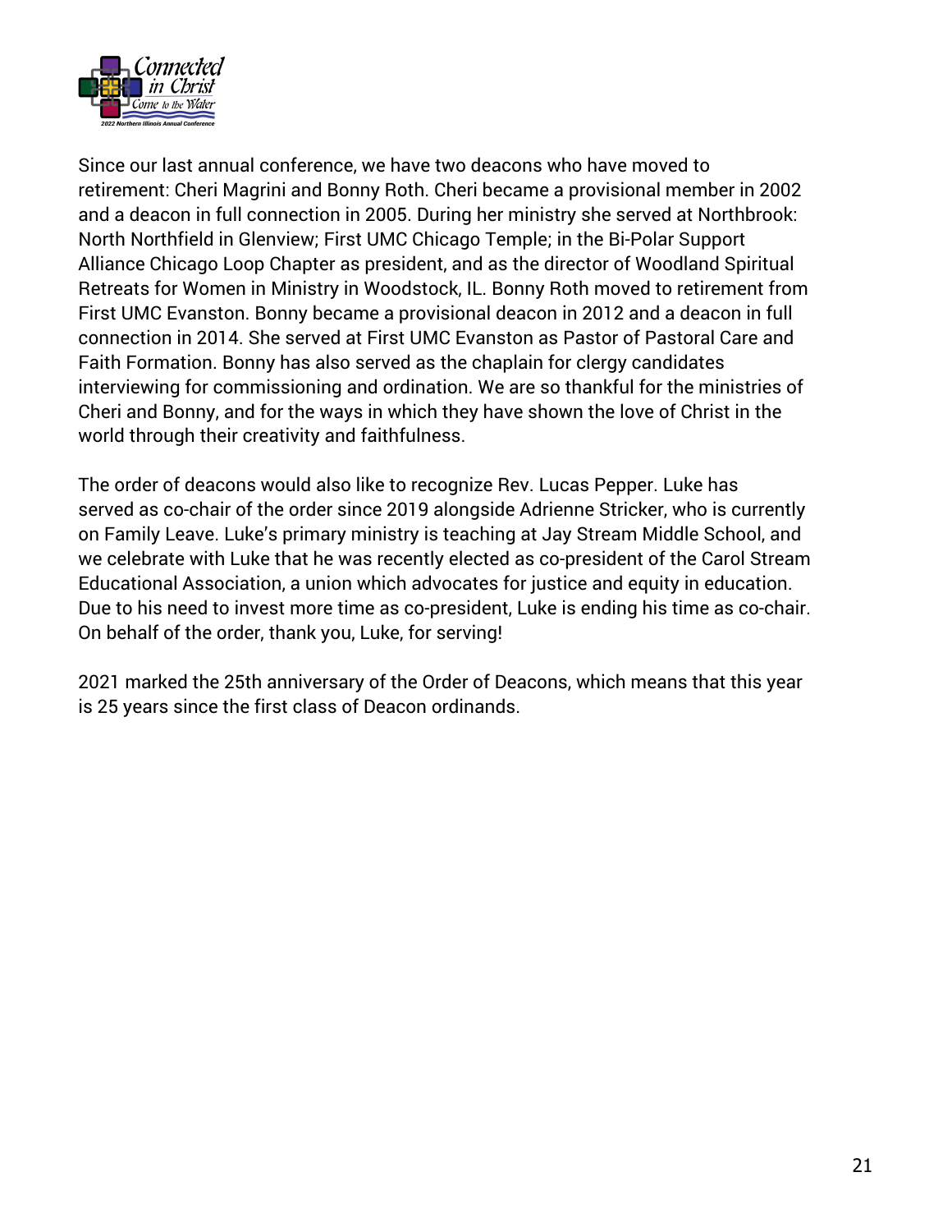Since our last annual conference, we have two deacons who have moved to retirement: Cheri Magrini and Bonny Roth. Cheri became a provisional member in 2002 and a deacon in full connection in 2005. During her ministry she served at Northbrook: North Northfield in Glenview; First UMC Chicago Temple; in the Bi-Polar Support Alliance Chicago Loop Chapter as president, and as the director of Woodland Spiritual Retreats for Women in Ministry in Woodstock, IL. Bonny Roth moved to retirement from First UMC Evanston. Bonny became a provisional deacon in 2012 and a deacon in full connection in 2014. She served at First UMC Evanston as Pastor of Pastoral Care and Faith Formation. Bonny has also served as the chaplain for clergy candidates interviewing for commissioning and ordination. We are so thankful for the ministries of Cheri and Bonny, and for the ways in which they have shown the love of Christ in the world through their creativity and faithfulness.

The order of deacons would also like to recognize Rev. Lucas Pepper. Luke has served as co-chair of the order since 2019 alongside Adrienne Stricker, who is currently on Family Leave. Luke's primary ministry is teaching at Jay Stream Middle School, and we celebrate with Luke that he was recently elected as co-president of the Carol Stream Educational Association, a union which advocates for justice and equity in education. Due to his need to invest more time as co-president, Luke is ending his time as co-chair. On behalf of the order, thank you, Luke, for serving!

2021 marked the 25th anniversary of the Order of Deacons, which means that this year is 25 years since the first class of Deacon ordinands.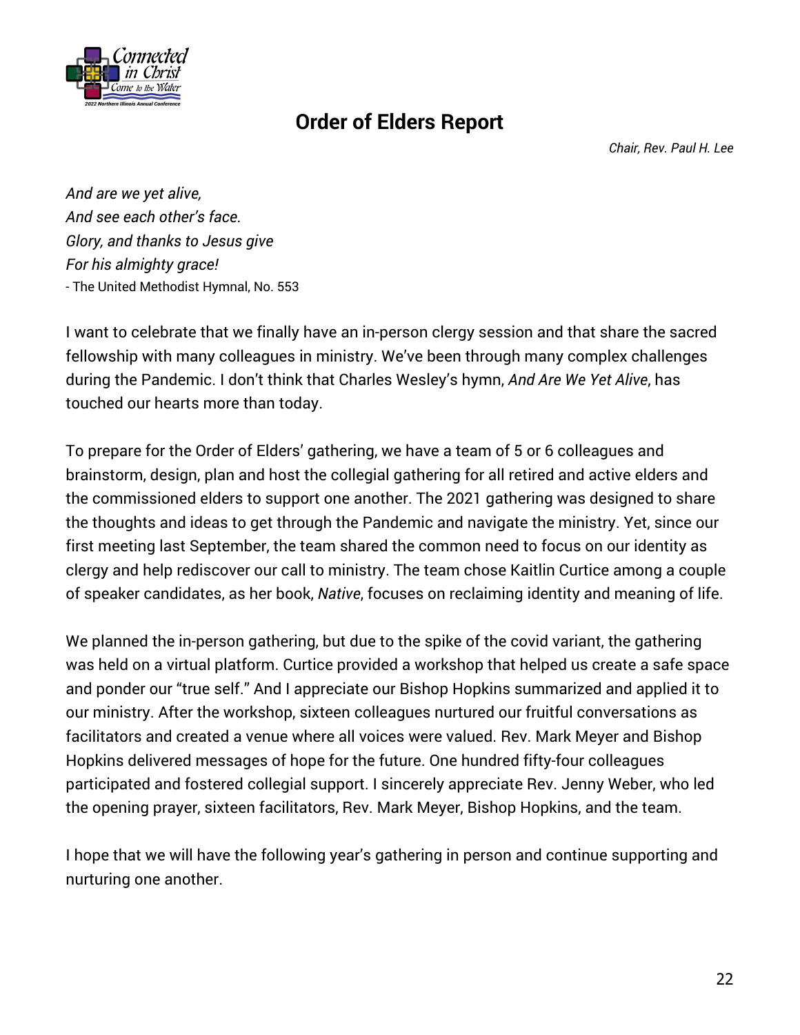# Order of Elders Report

*Chair, Rev. Paul H. Lee*

*And are we yet alive,*
*And see each other's face.*
*Glory, and thanks to Jesus give*
*For his almighty grace!*
- The United Methodist Hymnal, No. 553

I want to celebrate that we finally have an in-person clergy session and that share the sacred fellowship with many colleagues in ministry. We've been through many complex challenges during the Pandemic. I don't think that Charles Wesley's hymn, *And Are We Yet Alive*, has touched our hearts more than today.

To prepare for the Order of Elders' gathering, we have a team of 5 or 6 colleagues and brainstorm, design, plan and host the collegial gathering for all retired and active elders and the commissioned elders to support one another. The 2021 gathering was designed to share the thoughts and ideas to get through the Pandemic and navigate the ministry. Yet, since our first meeting last September, the team shared the common need to focus on our identity as clergy and help rediscover our call to ministry. The team chose Kaitlin Curtice among a couple of speaker candidates, as her book, *Native*, focuses on reclaiming identity and meaning of life.

We planned the in-person gathering, but due to the spike of the covid variant, the gathering was held on a virtual platform. Curtice provided a workshop that helped us create a safe space and ponder our "true self." And I appreciate our Bishop Hopkins summarized and applied it to our ministry. After the workshop, sixteen colleagues nurtured our fruitful conversations as facilitators and created a venue where all voices were valued. Rev. Mark Meyer and Bishop Hopkins delivered messages of hope for the future. One hundred fifty-four colleagues participated and fostered collegial support. I sincerely appreciate Rev. Jenny Weber, who led the opening prayer, sixteen facilitators, Rev. Mark Meyer, Bishop Hopkins, and the team.

I hope that we will have the following year's gathering in person and continue supporting and nurturing one another.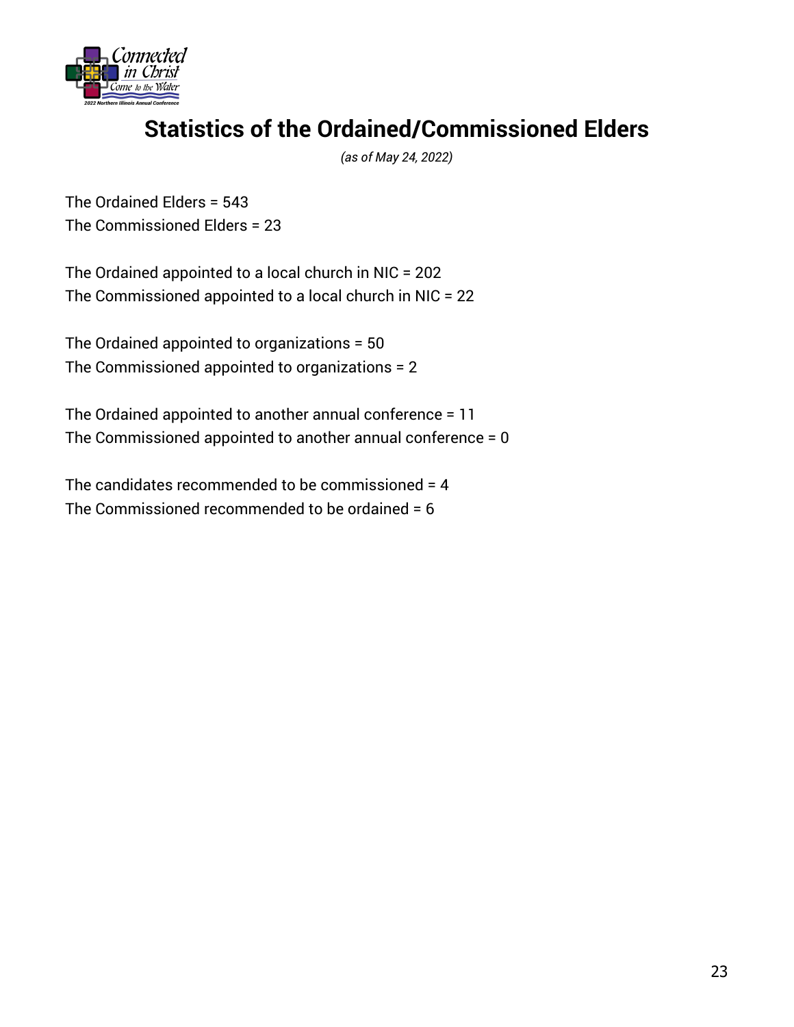# Statistics of the Ordained/Commissioned Elders

*(as of May 24, 2022)*

The Ordained Elders = 543
The Commissioned Elders = 23

The Ordained appointed to a local church in NIC = 202
The Commissioned appointed to a local church in NIC = 22

The Ordained appointed to organizations = 50
The Commissioned appointed to organizations = 2

The Ordained appointed to another annual conference = 11
The Commissioned appointed to another annual conference = 0

The candidates recommended to be commissioned = 4
The Commissioned recommended to be ordained = 6